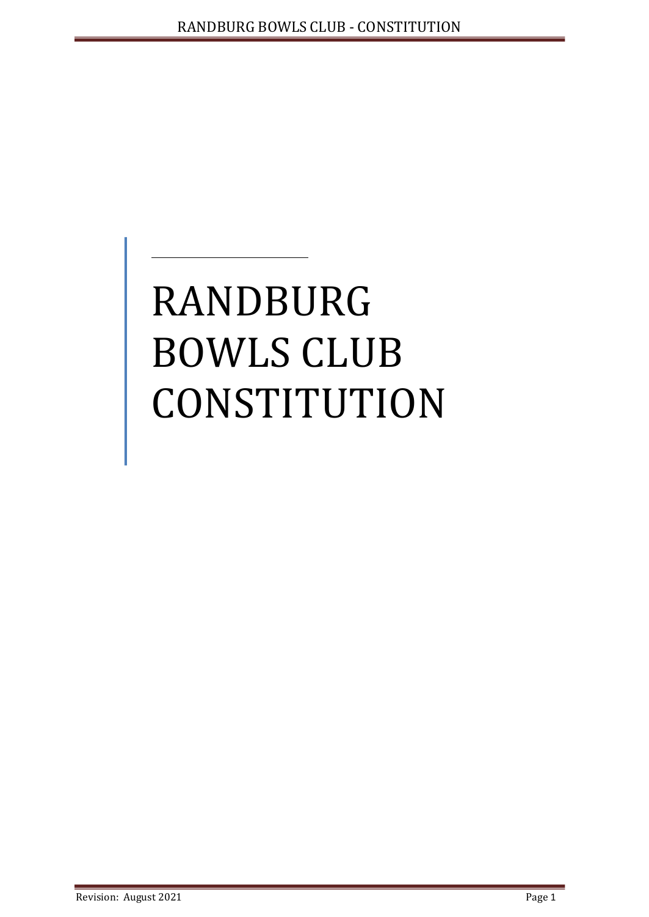# RANDBURG BOWLS CLUB CONSTITUTION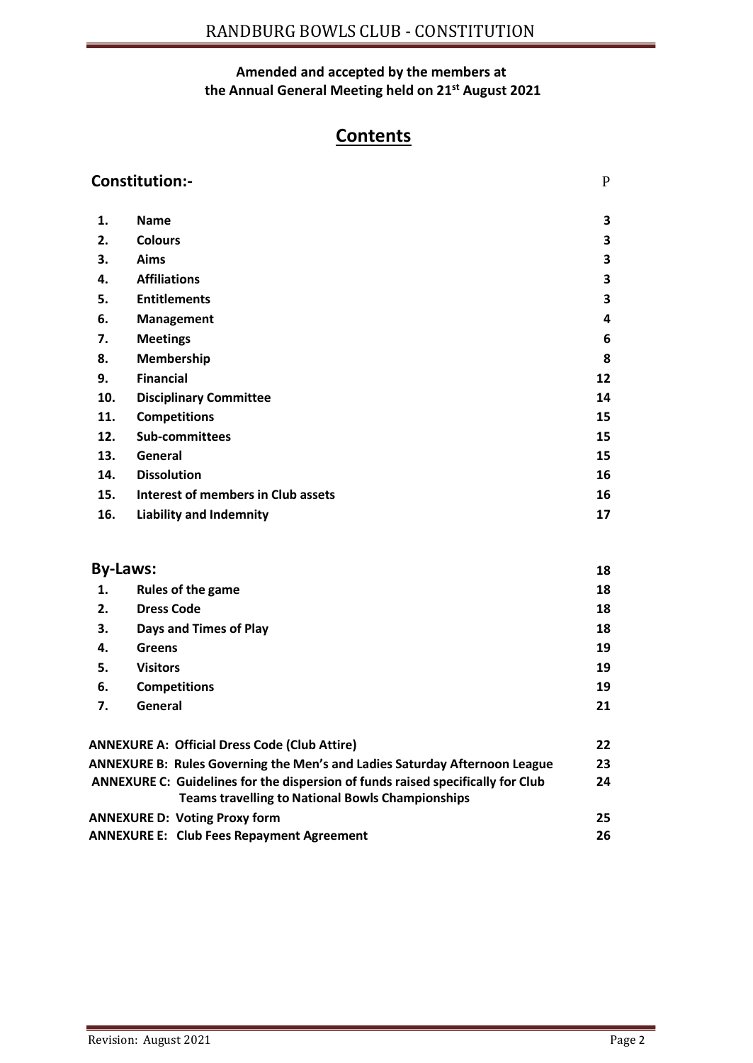**Amended and accepted by the members at the Annual General Meeting held on 21st August 2021**

# Contents

## Constitution:-

| | | P |
|---|---|---|
| **1.** | **Name** | **3** |
| **2.** | **Colours** | **3** |
| **3.** | **Aims** | **3** |
| **4.** | **Affiliations** | **3** |
| **5.** | **Entitlements** | **3** |
| **6.** | **Management** | **4** |
| **7.** | **Meetings** | **6** |
| **8.** | **Membership** | **8** |
| **9.** | **Financial** | **12** |
| **10.** | **Disciplinary Committee** | **14** |
| **11.** | **Competitions** | **15** |
| **12.** | **Sub-committees** | **15** |
| **13.** | **General** | **15** |
| **14.** | **Dissolution** | **16** |
| **15.** | **Interest of members in Club assets** | **16** |
| **16.** | **Liability and Indemnity** | **17** |

## By-Laws:

| | | **18** |
|---|---|---|
| **1.** | **Rules of the game** | **18** |
| **2.** | **Dress Code** | **18** |
| **3.** | **Days and Times of Play** | **18** |
| **4.** | **Greens** | **19** |
| **5.** | **Visitors** | **19** |
| **6.** | **Competitions** | **19** |
| **7.** | **General** | **21** |

| | |
|---|---|
| **ANNEXURE A: Official Dress Code (Club Attire)** | **22** |
| **ANNEXURE B: Rules Governing the Men's and Ladies Saturday Afternoon League** | **23** |
| **ANNEXURE C: Guidelines for the dispersion of funds raised specifically for Club Teams travelling to National Bowls Championships** | **24** |
| **ANNEXURE D: Voting Proxy form** | **25** |
| **ANNEXURE E: Club Fees Repayment Agreement** | **26** |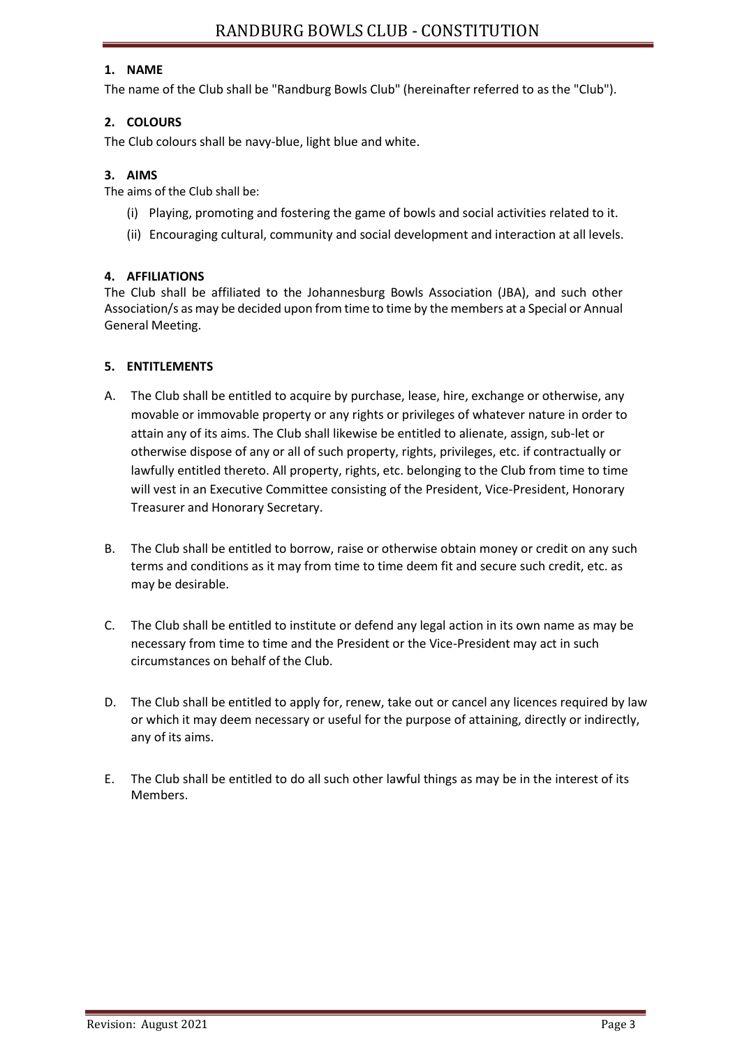## 1. NAME

The name of the Club shall be "Randburg Bowls Club" (hereinafter referred to as the "Club").

## 2. COLOURS

The Club colours shall be navy-blue, light blue and white.

## 3. AIMS

The aims of the Club shall be:

(i) Playing, promoting and fostering the game of bowls and social activities related to it.

(ii) Encouraging cultural, community and social development and interaction at all levels.

## 4. AFFILIATIONS

The Club shall be affiliated to the Johannesburg Bowls Association (JBA), and such other Association/s as may be decided upon from time to time by the members at a Special or Annual General Meeting.

## 5. ENTITLEMENTS

A. The Club shall be entitled to acquire by purchase, lease, hire, exchange or otherwise, any movable or immovable property or any rights or privileges of whatever nature in order to attain any of its aims. The Club shall likewise be entitled to alienate, assign, sub-let or otherwise dispose of any or all of such property, rights, privileges, etc. if contractually or lawfully entitled thereto. All property, rights, etc. belonging to the Club from time to time will vest in an Executive Committee consisting of the President, Vice-President, Honorary Treasurer and Honorary Secretary.

B. The Club shall be entitled to borrow, raise or otherwise obtain money or credit on any such terms and conditions as it may from time to time deem fit and secure such credit, etc. as may be desirable.

C. The Club shall be entitled to institute or defend any legal action in its own name as may be necessary from time to time and the President or the Vice-President may act in such circumstances on behalf of the Club.

D. The Club shall be entitled to apply for, renew, take out or cancel any licences required by law or which it may deem necessary or useful for the purpose of attaining, directly or indirectly, any of its aims.

E. The Club shall be entitled to do all such other lawful things as may be in the interest of its Members.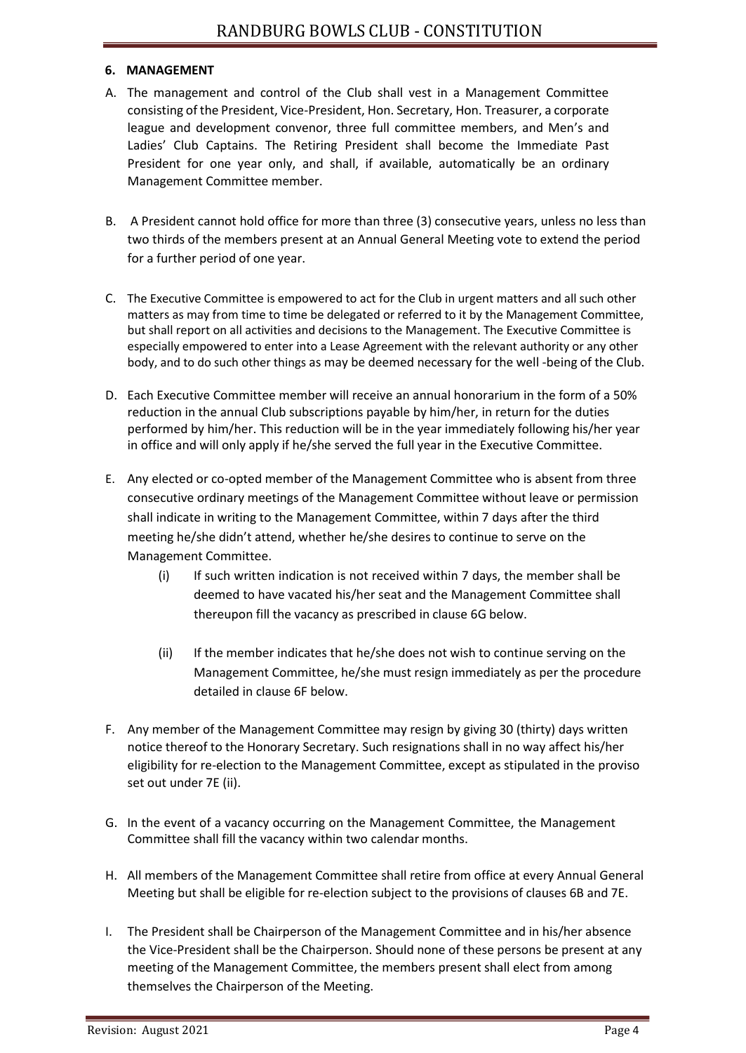### 6. MANAGEMENT

A. The management and control of the Club shall vest in a Management Committee consisting of the President, Vice-President, Hon. Secretary, Hon. Treasurer, a corporate league and development convenor, three full committee members, and Men's and Ladies' Club Captains. The Retiring President shall become the Immediate Past President for one year only, and shall, if available, automatically be an ordinary Management Committee member.

B. A President cannot hold office for more than three (3) consecutive years, unless no less than two thirds of the members present at an Annual General Meeting vote to extend the period for a further period of one year.

C. The Executive Committee is empowered to act for the Club in urgent matters and all such other matters as may from time to time be delegated or referred to it by the Management Committee, but shall report on all activities and decisions to the Management. The Executive Committee is especially empowered to enter into a Lease Agreement with the relevant authority or any other body, and to do such other things as may be deemed necessary for the well -being of the Club.

D. Each Executive Committee member will receive an annual honorarium in the form of a 50% reduction in the annual Club subscriptions payable by him/her, in return for the duties performed by him/her. This reduction will be in the year immediately following his/her year in office and will only apply if he/she served the full year in the Executive Committee.

E. Any elected or co-opted member of the Management Committee who is absent from three consecutive ordinary meetings of the Management Committee without leave or permission shall indicate in writing to the Management Committee, within 7 days after the third meeting he/she didn't attend, whether he/she desires to continue to serve on the Management Committee.

   (i) If such written indication is not received within 7 days, the member shall be deemed to have vacated his/her seat and the Management Committee shall thereupon fill the vacancy as prescribed in clause 6G below.

   (ii) If the member indicates that he/she does not wish to continue serving on the Management Committee, he/she must resign immediately as per the procedure detailed in clause 6F below.

F. Any member of the Management Committee may resign by giving 30 (thirty) days written notice thereof to the Honorary Secretary. Such resignations shall in no way affect his/her eligibility for re-election to the Management Committee, except as stipulated in the proviso set out under 7E (ii).

G. In the event of a vacancy occurring on the Management Committee, the Management Committee shall fill the vacancy within two calendar months.

H. All members of the Management Committee shall retire from office at every Annual General Meeting but shall be eligible for re-election subject to the provisions of clauses 6B and 7E.

I. The President shall be Chairperson of the Management Committee and in his/her absence the Vice-President shall be the Chairperson. Should none of these persons be present at any meeting of the Management Committee, the members present shall elect from among themselves the Chairperson of the Meeting.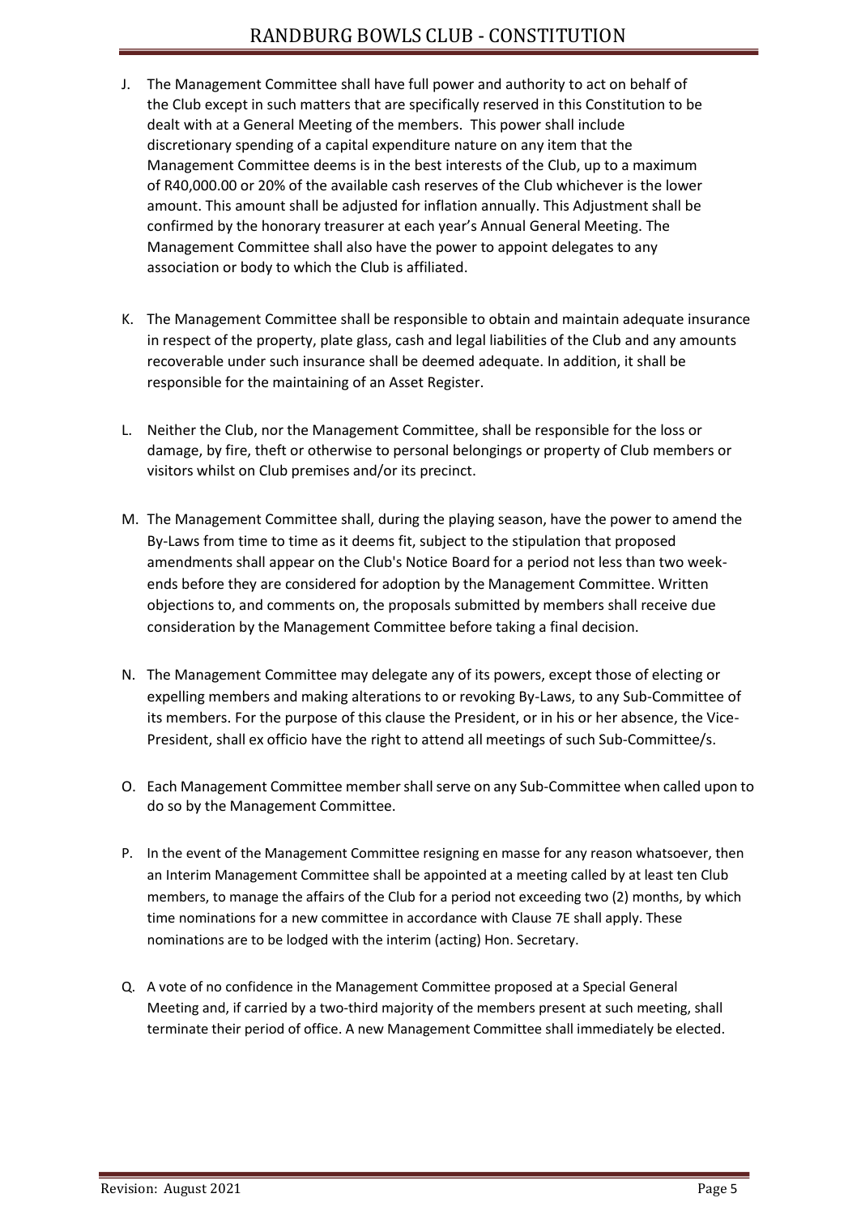J. The Management Committee shall have full power and authority to act on behalf of the Club except in such matters that are specifically reserved in this Constitution to be dealt with at a General Meeting of the members. This power shall include discretionary spending of a capital expenditure nature on any item that the Management Committee deems is in the best interests of the Club, up to a maximum of R40,000.00 or 20% of the available cash reserves of the Club whichever is the lower amount. This amount shall be adjusted for inflation annually. This Adjustment shall be confirmed by the honorary treasurer at each year's Annual General Meeting. The Management Committee shall also have the power to appoint delegates to any association or body to which the Club is affiliated.

K. The Management Committee shall be responsible to obtain and maintain adequate insurance in respect of the property, plate glass, cash and legal liabilities of the Club and any amounts recoverable under such insurance shall be deemed adequate. In addition, it shall be responsible for the maintaining of an Asset Register.

L. Neither the Club, nor the Management Committee, shall be responsible for the loss or damage, by fire, theft or otherwise to personal belongings or property of Club members or visitors whilst on Club premises and/or its precinct.

M. The Management Committee shall, during the playing season, have the power to amend the By-Laws from time to time as it deems fit, subject to the stipulation that proposed amendments shall appear on the Club's Notice Board for a period not less than two week-ends before they are considered for adoption by the Management Committee. Written objections to, and comments on, the proposals submitted by members shall receive due consideration by the Management Committee before taking a final decision.

N. The Management Committee may delegate any of its powers, except those of electing or expelling members and making alterations to or revoking By-Laws, to any Sub-Committee of its members. For the purpose of this clause the President, or in his or her absence, the Vice-President, shall ex officio have the right to attend all meetings of such Sub-Committee/s.

O. Each Management Committee member shall serve on any Sub-Committee when called upon to do so by the Management Committee.

P. In the event of the Management Committee resigning en masse for any reason whatsoever, then an Interim Management Committee shall be appointed at a meeting called by at least ten Club members, to manage the affairs of the Club for a period not exceeding two (2) months, by which time nominations for a new committee in accordance with Clause 7E shall apply. These nominations are to be lodged with the interim (acting) Hon. Secretary.

Q. A vote of no confidence in the Management Committee proposed at a Special General Meeting and, if carried by a two-third majority of the members present at such meeting, shall terminate their period of office. A new Management Committee shall immediately be elected.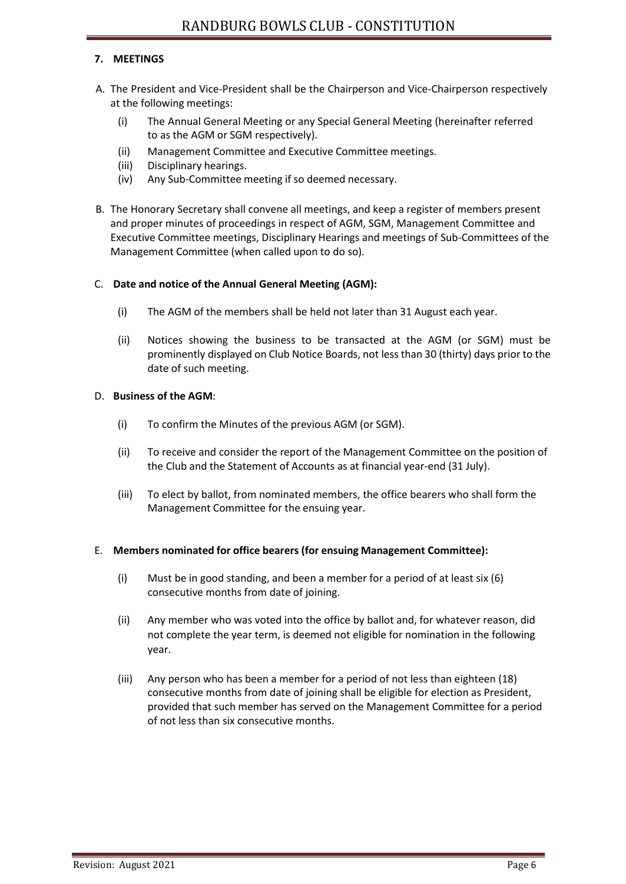## 7. MEETINGS

A. The President and Vice-President shall be the Chairperson and Vice-Chairperson respectively at the following meetings:

   (i) The Annual General Meeting or any Special General Meeting (hereinafter referred to as the AGM or SGM respectively).
   
   (ii) Management Committee and Executive Committee meetings.
   
   (iii) Disciplinary hearings.
   
   (iv) Any Sub-Committee meeting if so deemed necessary.

B. The Honorary Secretary shall convene all meetings, and keep a register of members present and proper minutes of proceedings in respect of AGM, SGM, Management Committee and Executive Committee meetings, Disciplinary Hearings and meetings of Sub-Committees of the Management Committee (when called upon to do so).

C. **Date and notice of the Annual General Meeting (AGM):**

   (i) The AGM of the members shall be held not later than 31 August each year.

   (ii) Notices showing the business to be transacted at the AGM (or SGM) must be prominently displayed on Club Notice Boards, not less than 30 (thirty) days prior to the date of such meeting.

D. **Business of the AGM**:

   (i) To confirm the Minutes of the previous AGM (or SGM).

   (ii) To receive and consider the report of the Management Committee on the position of the Club and the Statement of Accounts as at financial year-end (31 July).

   (iii) To elect by ballot, from nominated members, the office bearers who shall form the Management Committee for the ensuing year.

E. **Members nominated for office bearers (for ensuing Management Committee):**

   (i) Must be in good standing, and been a member for a period of at least six (6) consecutive months from date of joining.

   (ii) Any member who was voted into the office by ballot and, for whatever reason, did not complete the year term, is deemed not eligible for nomination in the following year.

   (iii) Any person who has been a member for a period of not less than eighteen (18) consecutive months from date of joining shall be eligible for election as President, provided that such member has served on the Management Committee for a period of not less than six consecutive months.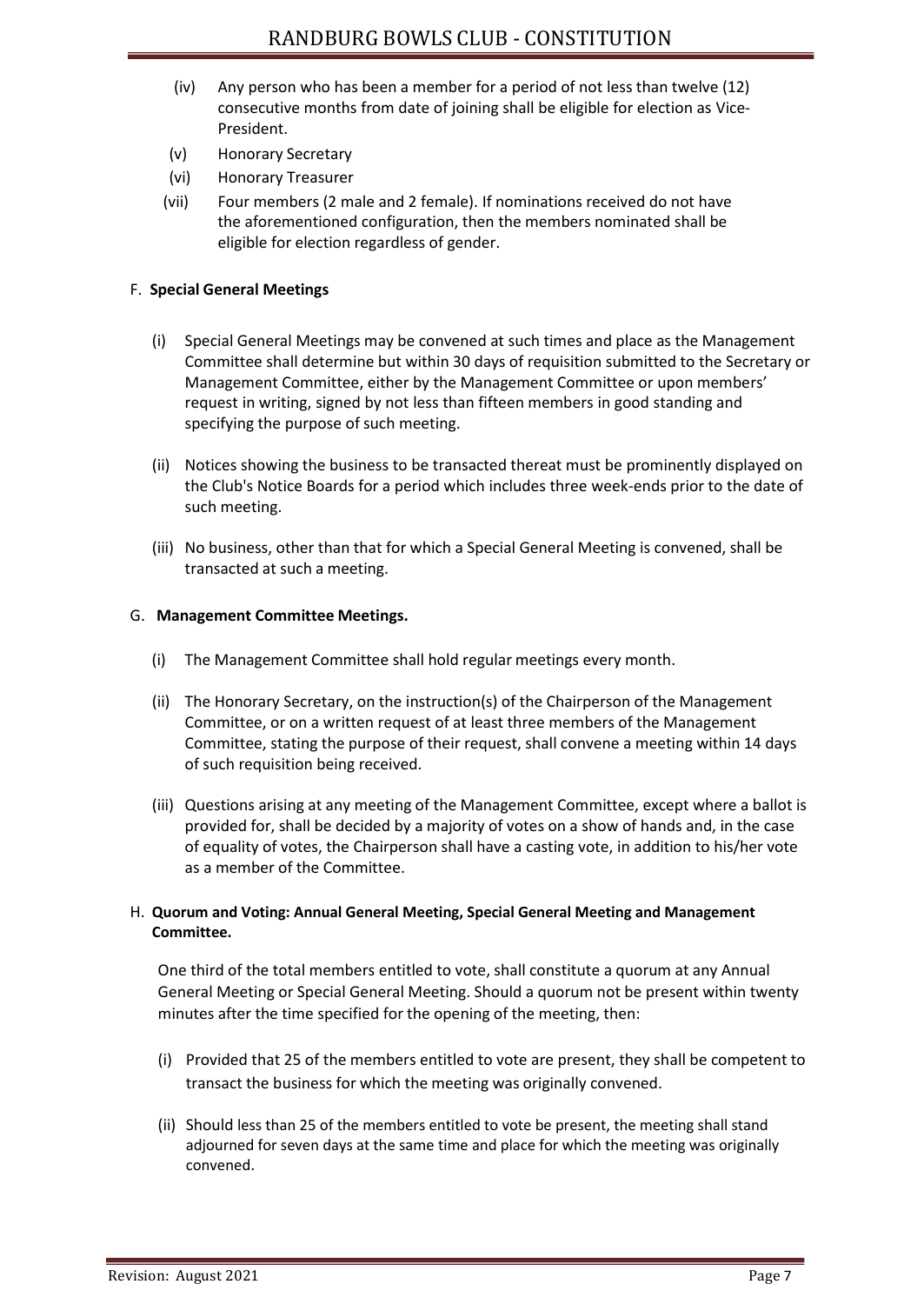(iv) Any person who has been a member for a period of not less than twelve (12) consecutive months from date of joining shall be eligible for election as Vice-President.

(v) Honorary Secretary

(vi) Honorary Treasurer

(vii) Four members (2 male and 2 female). If nominations received do not have the aforementioned configuration, then the members nominated shall be eligible for election regardless of gender.

F. **Special General Meetings**

(i) Special General Meetings may be convened at such times and place as the Management Committee shall determine but within 30 days of requisition submitted to the Secretary or Management Committee, either by the Management Committee or upon members' request in writing, signed by not less than fifteen members in good standing and specifying the purpose of such meeting.

(ii) Notices showing the business to be transacted thereat must be prominently displayed on the Club's Notice Boards for a period which includes three week-ends prior to the date of such meeting.

(iii) No business, other than that for which a Special General Meeting is convened, shall be transacted at such a meeting.

G. **Management Committee Meetings.**

(i) The Management Committee shall hold regular meetings every month.

(ii) The Honorary Secretary, on the instruction(s) of the Chairperson of the Management Committee, or on a written request of at least three members of the Management Committee, stating the purpose of their request, shall convene a meeting within 14 days of such requisition being received.

(iii) Questions arising at any meeting of the Management Committee, except where a ballot is provided for, shall be decided by a majority of votes on a show of hands and, in the case of equality of votes, the Chairperson shall have a casting vote, in addition to his/her vote as a member of the Committee.

H. **Quorum and Voting: Annual General Meeting, Special General Meeting and Management Committee.**

One third of the total members entitled to vote, shall constitute a quorum at any Annual General Meeting or Special General Meeting. Should a quorum not be present within twenty minutes after the time specified for the opening of the meeting, then:

(i) Provided that 25 of the members entitled to vote are present, they shall be competent to transact the business for which the meeting was originally convened.

(ii) Should less than 25 of the members entitled to vote be present, the meeting shall stand adjourned for seven days at the same time and place for which the meeting was originally convened.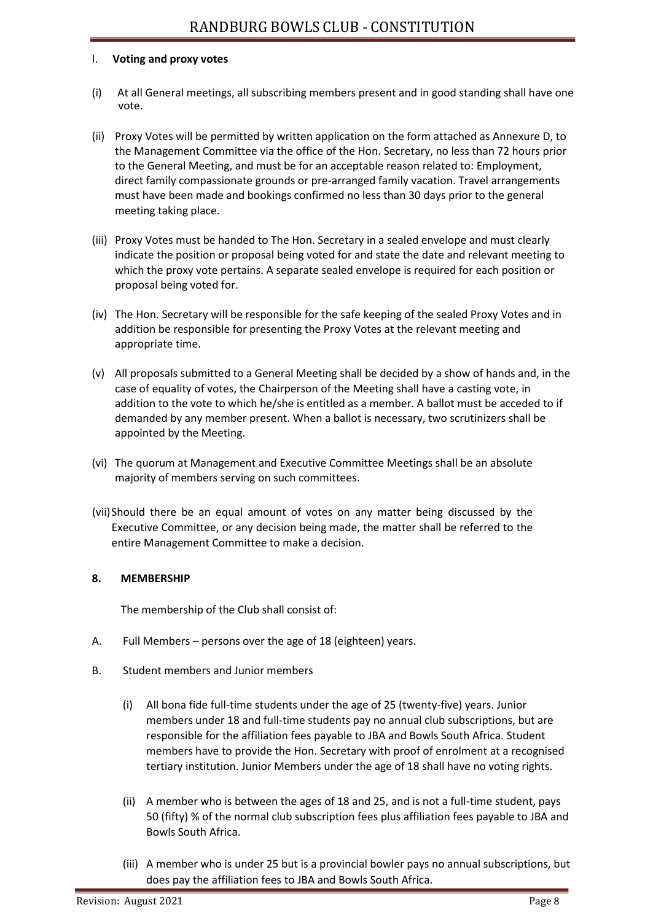### I. Voting and proxy votes

(i) At all General meetings, all subscribing members present and in good standing shall have one vote.

(ii) Proxy Votes will be permitted by written application on the form attached as Annexure D, to the Management Committee via the office of the Hon. Secretary, no less than 72 hours prior to the General Meeting, and must be for an acceptable reason related to: Employment, direct family compassionate grounds or pre-arranged family vacation. Travel arrangements must have been made and bookings confirmed no less than 30 days prior to the general meeting taking place.

(iii) Proxy Votes must be handed to The Hon. Secretary in a sealed envelope and must clearly indicate the position or proposal being voted for and state the date and relevant meeting to which the proxy vote pertains. A separate sealed envelope is required for each position or proposal being voted for.

(iv) The Hon. Secretary will be responsible for the safe keeping of the sealed Proxy Votes and in addition be responsible for presenting the Proxy Votes at the relevant meeting and appropriate time.

(v) All proposals submitted to a General Meeting shall be decided by a show of hands and, in the case of equality of votes, the Chairperson of the Meeting shall have a casting vote, in addition to the vote to which he/she is entitled as a member. A ballot must be acceded to if demanded by any member present. When a ballot is necessary, two scrutinizers shall be appointed by the Meeting.

(vi) The quorum at Management and Executive Committee Meetings shall be an absolute majority of members serving on such committees.

(vii) Should there be an equal amount of votes on any matter being discussed by the Executive Committee, or any decision being made, the matter shall be referred to the entire Management Committee to make a decision.

## 8. MEMBERSHIP

The membership of the Club shall consist of:

A. Full Members – persons over the age of 18 (eighteen) years.

B. Student members and Junior members

(i) All bona fide full-time students under the age of 25 (twenty-five) years. Junior members under 18 and full-time students pay no annual club subscriptions, but are responsible for the affiliation fees payable to JBA and Bowls South Africa. Student members have to provide the Hon. Secretary with proof of enrolment at a recognised tertiary institution. Junior Members under the age of 18 shall have no voting rights.

(ii) A member who is between the ages of 18 and 25, and is not a full-time student, pays 50 (fifty) % of the normal club subscription fees plus affiliation fees payable to JBA and Bowls South Africa.

(iii) A member who is under 25 but is a provincial bowler pays no annual subscriptions, but does pay the affiliation fees to JBA and Bowls South Africa.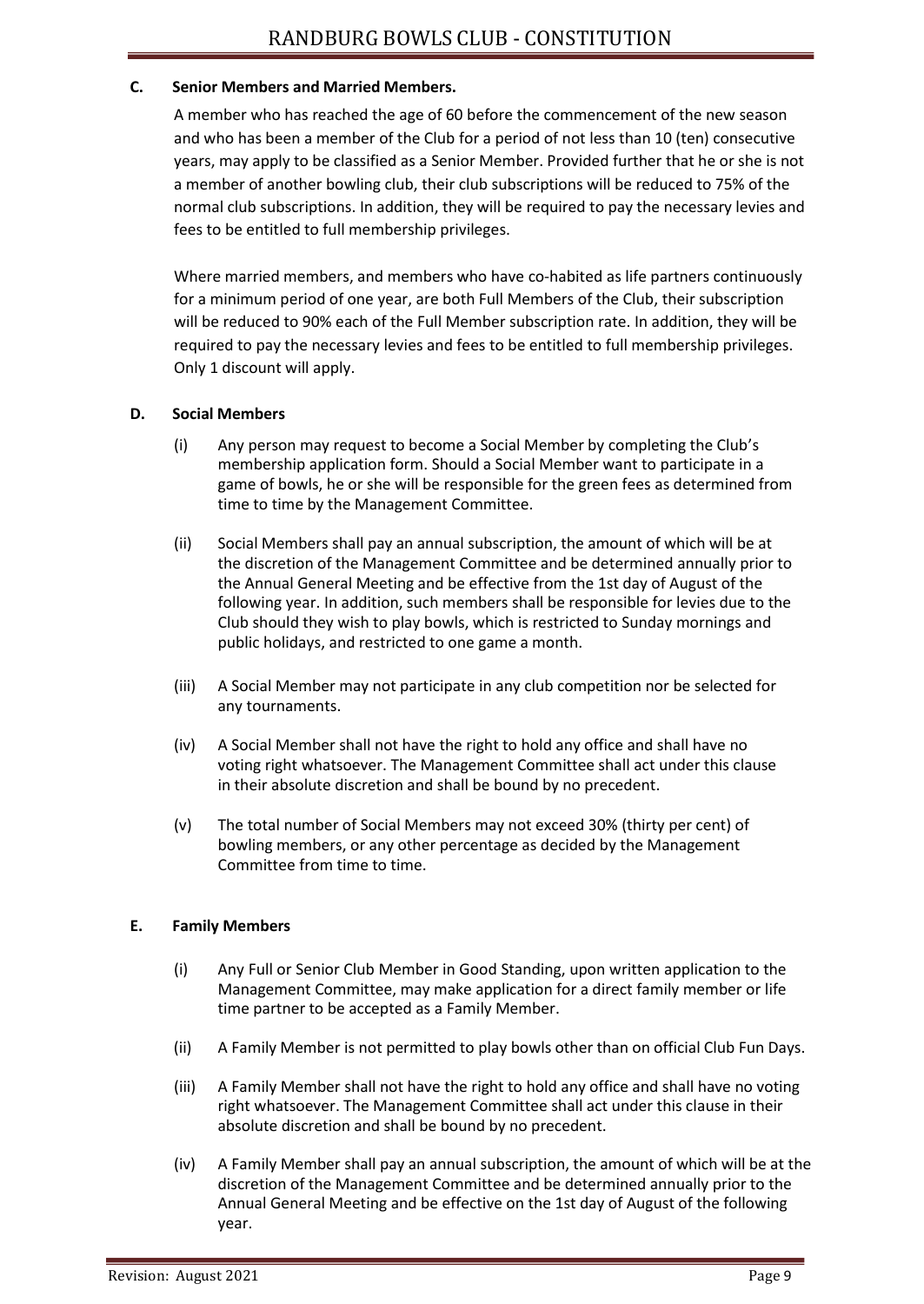### C. Senior Members and Married Members.

A member who has reached the age of 60 before the commencement of the new season and who has been a member of the Club for a period of not less than 10 (ten) consecutive years, may apply to be classified as a Senior Member. Provided further that he or she is not a member of another bowling club, their club subscriptions will be reduced to 75% of the normal club subscriptions. In addition, they will be required to pay the necessary levies and fees to be entitled to full membership privileges.

Where married members, and members who have co-habited as life partners continuously for a minimum period of one year, are both Full Members of the Club, their subscription will be reduced to 90% each of the Full Member subscription rate. In addition, they will be required to pay the necessary levies and fees to be entitled to full membership privileges. Only 1 discount will apply.

### D. Social Members

(i) Any person may request to become a Social Member by completing the Club's membership application form. Should a Social Member want to participate in a game of bowls, he or she will be responsible for the green fees as determined from time to time by the Management Committee.

(ii) Social Members shall pay an annual subscription, the amount of which will be at the discretion of the Management Committee and be determined annually prior to the Annual General Meeting and be effective from the 1st day of August of the following year. In addition, such members shall be responsible for levies due to the Club should they wish to play bowls, which is restricted to Sunday mornings and public holidays, and restricted to one game a month.

(iii) A Social Member may not participate in any club competition nor be selected for any tournaments.

(iv) A Social Member shall not have the right to hold any office and shall have no voting right whatsoever. The Management Committee shall act under this clause in their absolute discretion and shall be bound by no precedent.

(v) The total number of Social Members may not exceed 30% (thirty per cent) of bowling members, or any other percentage as decided by the Management Committee from time to time.

### E. Family Members

(i) Any Full or Senior Club Member in Good Standing, upon written application to the Management Committee, may make application for a direct family member or life time partner to be accepted as a Family Member.

(ii) A Family Member is not permitted to play bowls other than on official Club Fun Days.

(iii) A Family Member shall not have the right to hold any office and shall have no voting right whatsoever. The Management Committee shall act under this clause in their absolute discretion and shall be bound by no precedent.

(iv) A Family Member shall pay an annual subscription, the amount of which will be at the discretion of the Management Committee and be determined annually prior to the Annual General Meeting and be effective on the 1st day of August of the following year.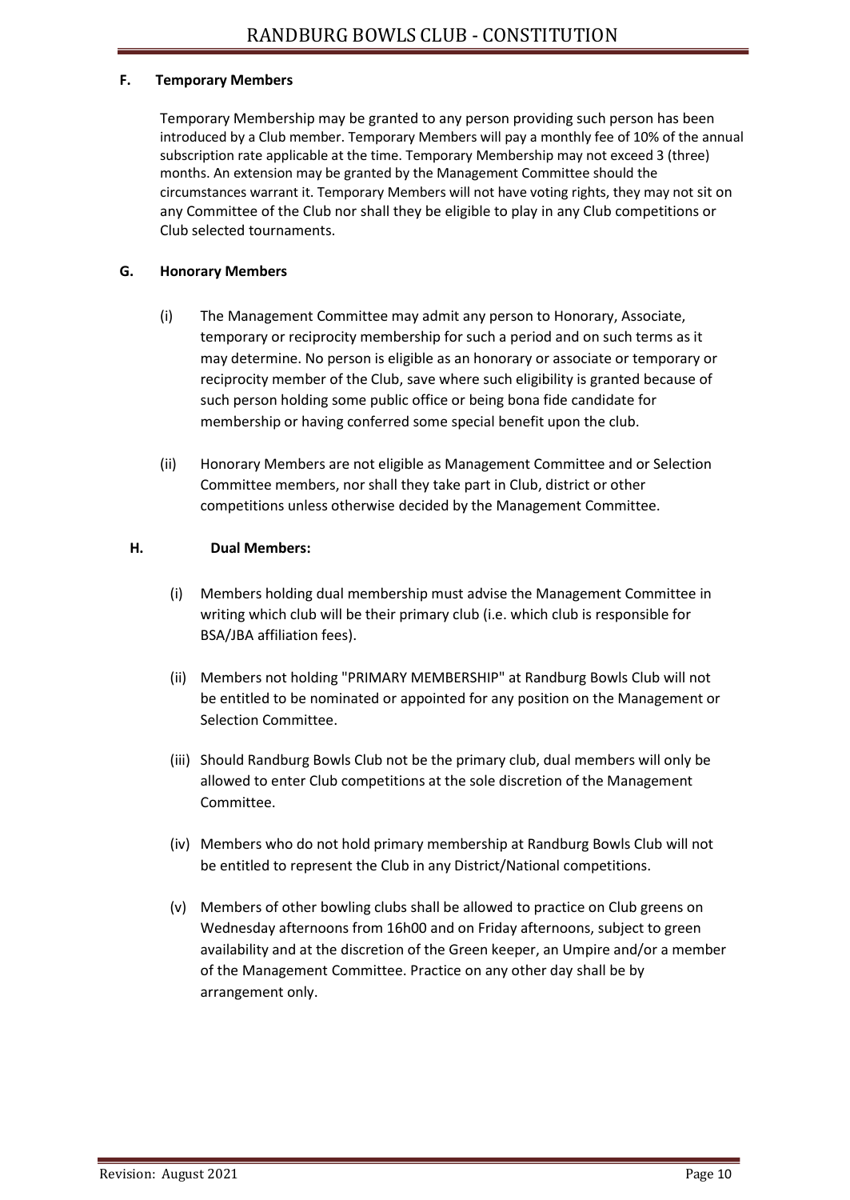### F. Temporary Members

Temporary Membership may be granted to any person providing such person has been introduced by a Club member. Temporary Members will pay a monthly fee of 10% of the annual subscription rate applicable at the time. Temporary Membership may not exceed 3 (three) months. An extension may be granted by the Management Committee should the circumstances warrant it. Temporary Members will not have voting rights, they may not sit on any Committee of the Club nor shall they be eligible to play in any Club competitions or Club selected tournaments.

### G. Honorary Members

(i) The Management Committee may admit any person to Honorary, Associate, temporary or reciprocity membership for such a period and on such terms as it may determine. No person is eligible as an honorary or associate or temporary or reciprocity member of the Club, save where such eligibility is granted because of such person holding some public office or being bona fide candidate for membership or having conferred some special benefit upon the club.

(ii) Honorary Members are not eligible as Management Committee and or Selection Committee members, nor shall they take part in Club, district or other competitions unless otherwise decided by the Management Committee.

### H. Dual Members:

(i) Members holding dual membership must advise the Management Committee in writing which club will be their primary club (i.e. which club is responsible for BSA/JBA affiliation fees).

(ii) Members not holding "PRIMARY MEMBERSHIP" at Randburg Bowls Club will not be entitled to be nominated or appointed for any position on the Management or Selection Committee.

(iii) Should Randburg Bowls Club not be the primary club, dual members will only be allowed to enter Club competitions at the sole discretion of the Management Committee.

(iv) Members who do not hold primary membership at Randburg Bowls Club will not be entitled to represent the Club in any District/National competitions.

(v) Members of other bowling clubs shall be allowed to practice on Club greens on Wednesday afternoons from 16h00 and on Friday afternoons, subject to green availability and at the discretion of the Green keeper, an Umpire and/or a member of the Management Committee. Practice on any other day shall be by arrangement only.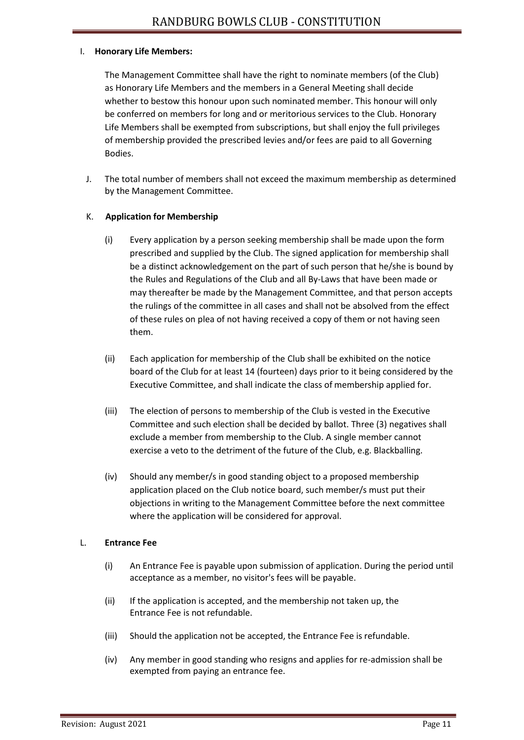I. **Honorary Life Members:**

The Management Committee shall have the right to nominate members (of the Club) as Honorary Life Members and the members in a General Meeting shall decide whether to bestow this honour upon such nominated member. This honour will only be conferred on members for long and or meritorious services to the Club. Honorary Life Members shall be exempted from subscriptions, but shall enjoy the full privileges of membership provided the prescribed levies and/or fees are paid to all Governing Bodies.

J. The total number of members shall not exceed the maximum membership as determined by the Management Committee.

K. **Application for Membership**

(i) Every application by a person seeking membership shall be made upon the form prescribed and supplied by the Club. The signed application for membership shall be a distinct acknowledgement on the part of such person that he/she is bound by the Rules and Regulations of the Club and all By-Laws that have been made or may thereafter be made by the Management Committee, and that person accepts the rulings of the committee in all cases and shall not be absolved from the effect of these rules on plea of not having received a copy of them or not having seen them.

(ii) Each application for membership of the Club shall be exhibited on the notice board of the Club for at least 14 (fourteen) days prior to it being considered by the Executive Committee, and shall indicate the class of membership applied for.

(iii) The election of persons to membership of the Club is vested in the Executive Committee and such election shall be decided by ballot. Three (3) negatives shall exclude a member from membership to the Club. A single member cannot exercise a veto to the detriment of the future of the Club, e.g. Blackballing.

(iv) Should any member/s in good standing object to a proposed membership application placed on the Club notice board, such member/s must put their objections in writing to the Management Committee before the next committee where the application will be considered for approval.

L. **Entrance Fee**

(i) An Entrance Fee is payable upon submission of application. During the period until acceptance as a member, no visitor's fees will be payable.

(ii) If the application is accepted, and the membership not taken up, the Entrance Fee is not refundable.

(iii) Should the application not be accepted, the Entrance Fee is refundable.

(iv) Any member in good standing who resigns and applies for re-admission shall be exempted from paying an entrance fee.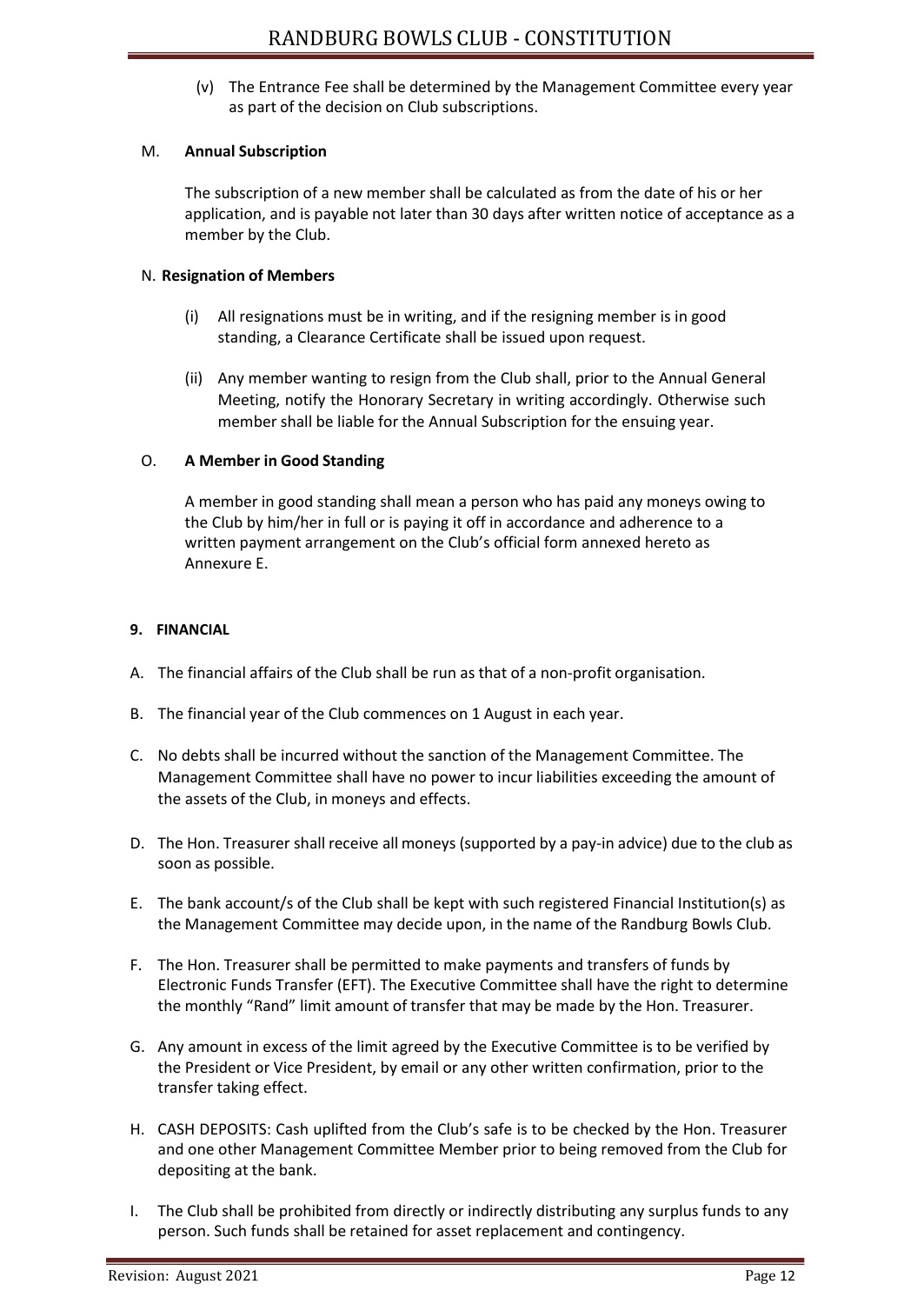(v) The Entrance Fee shall be determined by the Management Committee every year as part of the decision on Club subscriptions.

M. **Annual Subscription**

The subscription of a new member shall be calculated as from the date of his or her application, and is payable not later than 30 days after written notice of acceptance as a member by the Club.

N. **Resignation of Members**

(i) All resignations must be in writing, and if the resigning member is in good standing, a Clearance Certificate shall be issued upon request.

(ii) Any member wanting to resign from the Club shall, prior to the Annual General Meeting, notify the Honorary Secretary in writing accordingly. Otherwise such member shall be liable for the Annual Subscription for the ensuing year.

O. **A Member in Good Standing**

A member in good standing shall mean a person who has paid any moneys owing to the Club by him/her in full or is paying it off in accordance and adherence to a written payment arrangement on the Club's official form annexed hereto as Annexure E.

**9. FINANCIAL**

A. The financial affairs of the Club shall be run as that of a non-profit organisation.

B. The financial year of the Club commences on 1 August in each year.

C. No debts shall be incurred without the sanction of the Management Committee. The Management Committee shall have no power to incur liabilities exceeding the amount of the assets of the Club, in moneys and effects.

D. The Hon. Treasurer shall receive all moneys (supported by a pay-in advice) due to the club as soon as possible.

E. The bank account/s of the Club shall be kept with such registered Financial Institution(s) as the Management Committee may decide upon, in the name of the Randburg Bowls Club.

F. The Hon. Treasurer shall be permitted to make payments and transfers of funds by Electronic Funds Transfer (EFT). The Executive Committee shall have the right to determine the monthly "Rand" limit amount of transfer that may be made by the Hon. Treasurer.

G. Any amount in excess of the limit agreed by the Executive Committee is to be verified by the President or Vice President, by email or any other written confirmation, prior to the transfer taking effect.

H. CASH DEPOSITS: Cash uplifted from the Club's safe is to be checked by the Hon. Treasurer and one other Management Committee Member prior to being removed from the Club for depositing at the bank.

I. The Club shall be prohibited from directly or indirectly distributing any surplus funds to any person. Such funds shall be retained for asset replacement and contingency.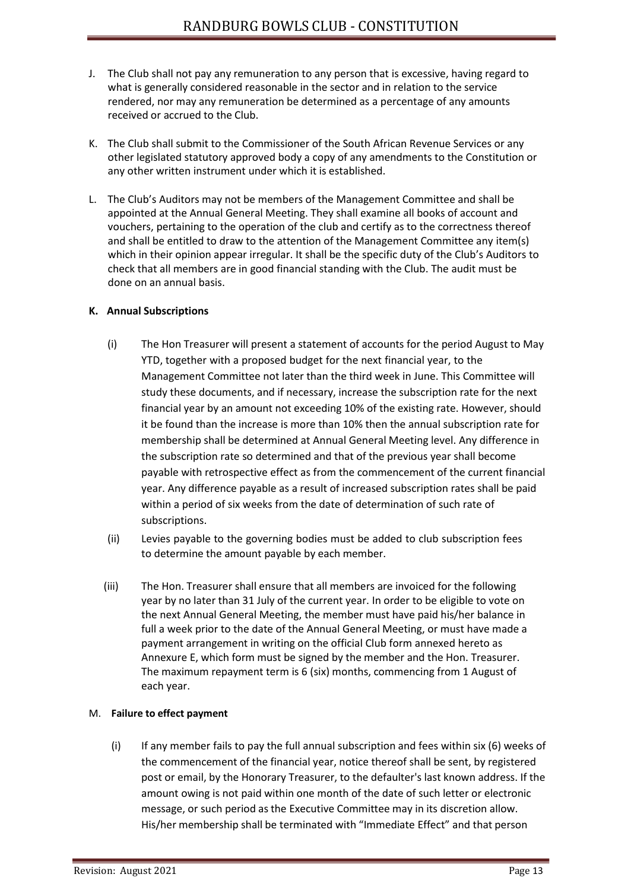J. The Club shall not pay any remuneration to any person that is excessive, having regard to what is generally considered reasonable in the sector and in relation to the service rendered, nor may any remuneration be determined as a percentage of any amounts received or accrued to the Club.

K. The Club shall submit to the Commissioner of the South African Revenue Services or any other legislated statutory approved body a copy of any amendments to the Constitution or any other written instrument under which it is established.

L. The Club's Auditors may not be members of the Management Committee and shall be appointed at the Annual General Meeting. They shall examine all books of account and vouchers, pertaining to the operation of the club and certify as to the correctness thereof and shall be entitled to draw to the attention of the Management Committee any item(s) which in their opinion appear irregular. It shall be the specific duty of the Club's Auditors to check that all members are in good financial standing with the Club. The audit must be done on an annual basis.

**K. Annual Subscriptions**

(i) The Hon Treasurer will present a statement of accounts for the period August to May YTD, together with a proposed budget for the next financial year, to the Management Committee not later than the third week in June. This Committee will study these documents, and if necessary, increase the subscription rate for the next financial year by an amount not exceeding 10% of the existing rate. However, should it be found than the increase is more than 10% then the annual subscription rate for membership shall be determined at Annual General Meeting level. Any difference in the subscription rate so determined and that of the previous year shall become payable with retrospective effect as from the commencement of the current financial year. Any difference payable as a result of increased subscription rates shall be paid within a period of six weeks from the date of determination of such rate of subscriptions.

(ii) Levies payable to the governing bodies must be added to club subscription fees to determine the amount payable by each member.

(iii) The Hon. Treasurer shall ensure that all members are invoiced for the following year by no later than 31 July of the current year. In order to be eligible to vote on the next Annual General Meeting, the member must have paid his/her balance in full a week prior to the date of the Annual General Meeting, or must have made a payment arrangement in writing on the official Club form annexed hereto as Annexure E, which form must be signed by the member and the Hon. Treasurer. The maximum repayment term is 6 (six) months, commencing from 1 August of each year.

M. **Failure to effect payment**

(i) If any member fails to pay the full annual subscription and fees within six (6) weeks of the commencement of the financial year, notice thereof shall be sent, by registered post or email, by the Honorary Treasurer, to the defaulter's last known address. If the amount owing is not paid within one month of the date of such letter or electronic message, or such period as the Executive Committee may in its discretion allow. His/her membership shall be terminated with "Immediate Effect" and that person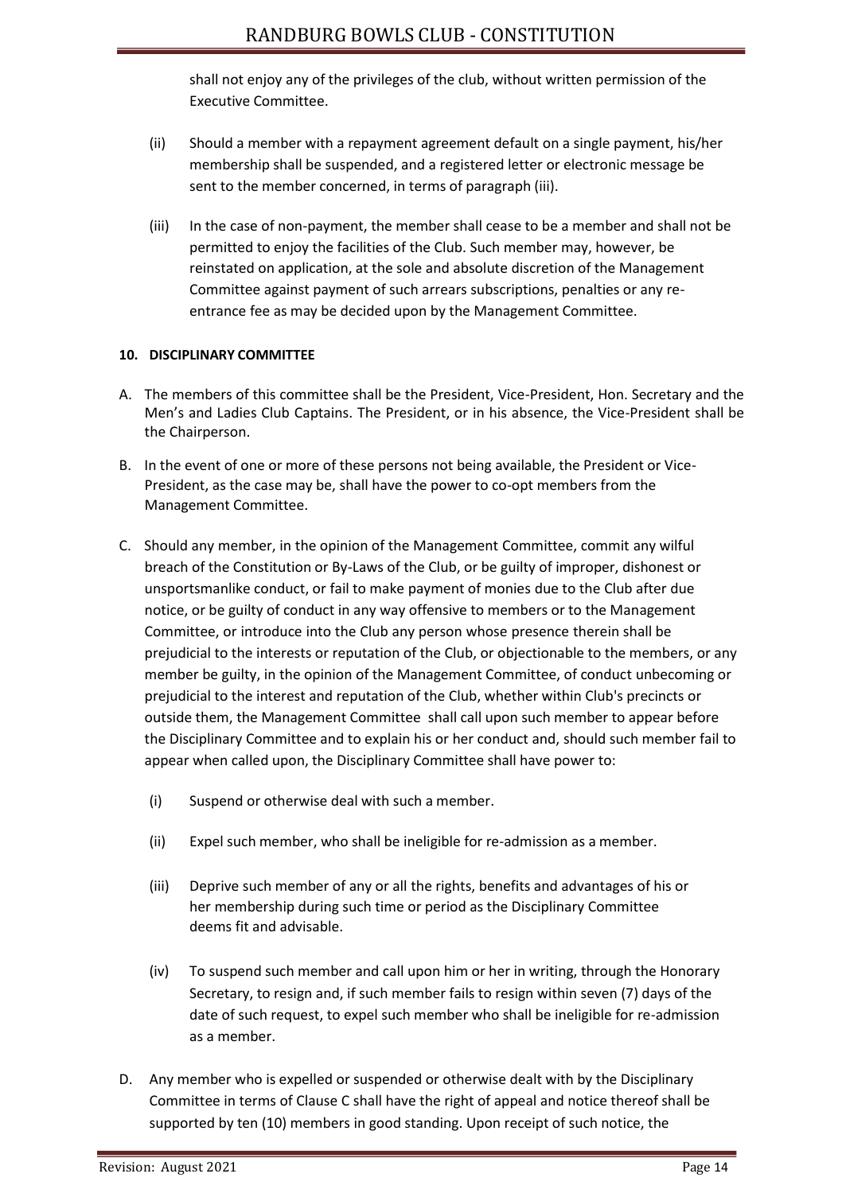shall not enjoy any of the privileges of the club, without written permission of the Executive Committee.

(ii) Should a member with a repayment agreement default on a single payment, his/her membership shall be suspended, and a registered letter or electronic message be sent to the member concerned, in terms of paragraph (iii).

(iii) In the case of non-payment, the member shall cease to be a member and shall not be permitted to enjoy the facilities of the Club. Such member may, however, be reinstated on application, at the sole and absolute discretion of the Management Committee against payment of such arrears subscriptions, penalties or any re-entrance fee as may be decided upon by the Management Committee.

**10. DISCIPLINARY COMMITTEE**

A. The members of this committee shall be the President, Vice-President, Hon. Secretary and the Men's and Ladies Club Captains. The President, or in his absence, the Vice-President shall be the Chairperson.

B. In the event of one or more of these persons not being available, the President or Vice-President, as the case may be, shall have the power to co-opt members from the Management Committee.

C. Should any member, in the opinion of the Management Committee, commit any wilful breach of the Constitution or By-Laws of the Club, or be guilty of improper, dishonest or unsportsmanlike conduct, or fail to make payment of monies due to the Club after due notice, or be guilty of conduct in any way offensive to members or to the Management Committee, or introduce into the Club any person whose presence therein shall be prejudicial to the interests or reputation of the Club, or objectionable to the members, or any member be guilty, in the opinion of the Management Committee, of conduct unbecoming or prejudicial to the interest and reputation of the Club, whether within Club's precincts or outside them, the Management Committee shall call upon such member to appear before the Disciplinary Committee and to explain his or her conduct and, should such member fail to appear when called upon, the Disciplinary Committee shall have power to:

(i) Suspend or otherwise deal with such a member.

(ii) Expel such member, who shall be ineligible for re-admission as a member.

(iii) Deprive such member of any or all the rights, benefits and advantages of his or her membership during such time or period as the Disciplinary Committee deems fit and advisable.

(iv) To suspend such member and call upon him or her in writing, through the Honorary Secretary, to resign and, if such member fails to resign within seven (7) days of the date of such request, to expel such member who shall be ineligible for re-admission as a member.

D. Any member who is expelled or suspended or otherwise dealt with by the Disciplinary Committee in terms of Clause C shall have the right of appeal and notice thereof shall be supported by ten (10) members in good standing. Upon receipt of such notice, the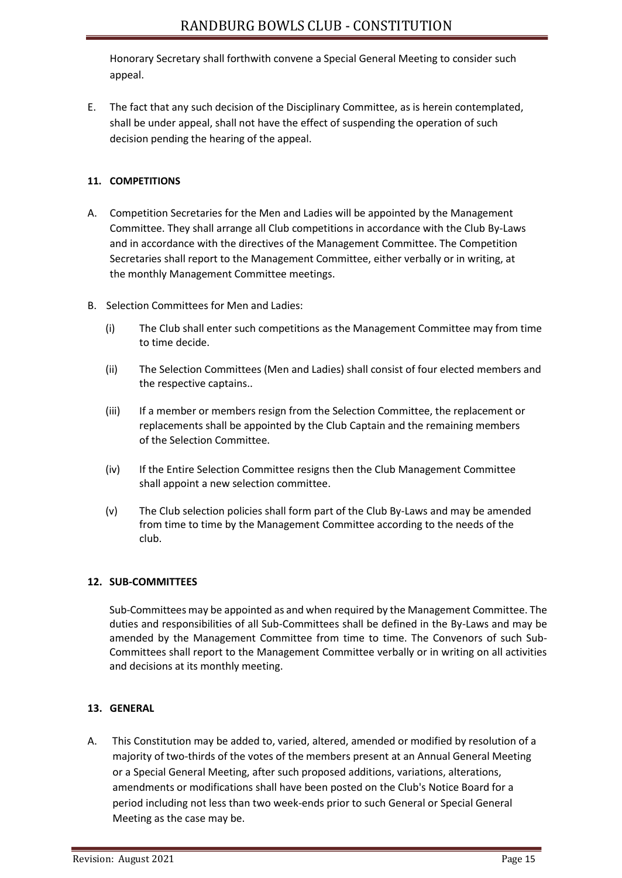Honorary Secretary shall forthwith convene a Special General Meeting to consider such appeal.

E. The fact that any such decision of the Disciplinary Committee, as is herein contemplated, shall be under appeal, shall not have the effect of suspending the operation of such decision pending the hearing of the appeal.

**11. COMPETITIONS**

A. Competition Secretaries for the Men and Ladies will be appointed by the Management Committee. They shall arrange all Club competitions in accordance with the Club By-Laws and in accordance with the directives of the Management Committee. The Competition Secretaries shall report to the Management Committee, either verbally or in writing, at the monthly Management Committee meetings.

B. Selection Committees for Men and Ladies:

(i) The Club shall enter such competitions as the Management Committee may from time to time decide.

(ii) The Selection Committees (Men and Ladies) shall consist of four elected members and the respective captains..

(iii) If a member or members resign from the Selection Committee, the replacement or replacements shall be appointed by the Club Captain and the remaining members of the Selection Committee.

(iv) If the Entire Selection Committee resigns then the Club Management Committee shall appoint a new selection committee.

(v) The Club selection policies shall form part of the Club By-Laws and may be amended from time to time by the Management Committee according to the needs of the club.

**12. SUB-COMMITTEES**

Sub-Committees may be appointed as and when required by the Management Committee. The duties and responsibilities of all Sub-Committees shall be defined in the By-Laws and may be amended by the Management Committee from time to time. The Convenors of such Sub-Committees shall report to the Management Committee verbally or in writing on all activities and decisions at its monthly meeting.

**13. GENERAL**

A. This Constitution may be added to, varied, altered, amended or modified by resolution of a majority of two-thirds of the votes of the members present at an Annual General Meeting or a Special General Meeting, after such proposed additions, variations, alterations, amendments or modifications shall have been posted on the Club's Notice Board for a period including not less than two week-ends prior to such General or Special General Meeting as the case may be.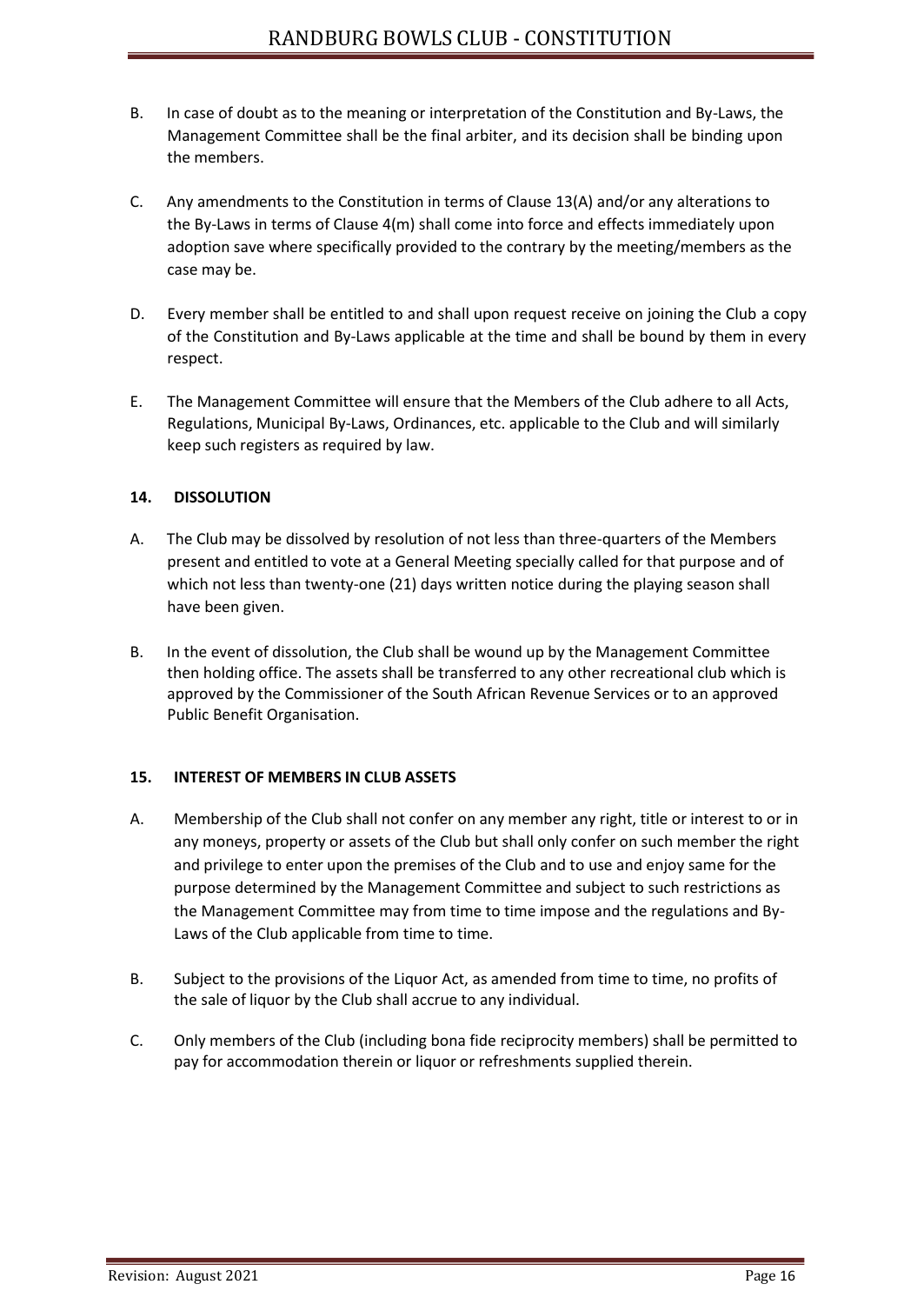B. In case of doubt as to the meaning or interpretation of the Constitution and By-Laws, the Management Committee shall be the final arbiter, and its decision shall be binding upon the members.

C. Any amendments to the Constitution in terms of Clause 13(A) and/or any alterations to the By-Laws in terms of Clause 4(m) shall come into force and effects immediately upon adoption save where specifically provided to the contrary by the meeting/members as the case may be.

D. Every member shall be entitled to and shall upon request receive on joining the Club a copy of the Constitution and By-Laws applicable at the time and shall be bound by them in every respect.

E. The Management Committee will ensure that the Members of the Club adhere to all Acts, Regulations, Municipal By-Laws, Ordinances, etc. applicable to the Club and will similarly keep such registers as required by law.

## 14. DISSOLUTION

A. The Club may be dissolved by resolution of not less than three-quarters of the Members present and entitled to vote at a General Meeting specially called for that purpose and of which not less than twenty-one (21) days written notice during the playing season shall have been given.

B. In the event of dissolution, the Club shall be wound up by the Management Committee then holding office. The assets shall be transferred to any other recreational club which is approved by the Commissioner of the South African Revenue Services or to an approved Public Benefit Organisation.

## 15. INTEREST OF MEMBERS IN CLUB ASSETS

A. Membership of the Club shall not confer on any member any right, title or interest to or in any moneys, property or assets of the Club but shall only confer on such member the right and privilege to enter upon the premises of the Club and to use and enjoy same for the purpose determined by the Management Committee and subject to such restrictions as the Management Committee may from time to time impose and the regulations and By-Laws of the Club applicable from time to time.

B. Subject to the provisions of the Liquor Act, as amended from time to time, no profits of the sale of liquor by the Club shall accrue to any individual.

C. Only members of the Club (including bona fide reciprocity members) shall be permitted to pay for accommodation therein or liquor or refreshments supplied therein.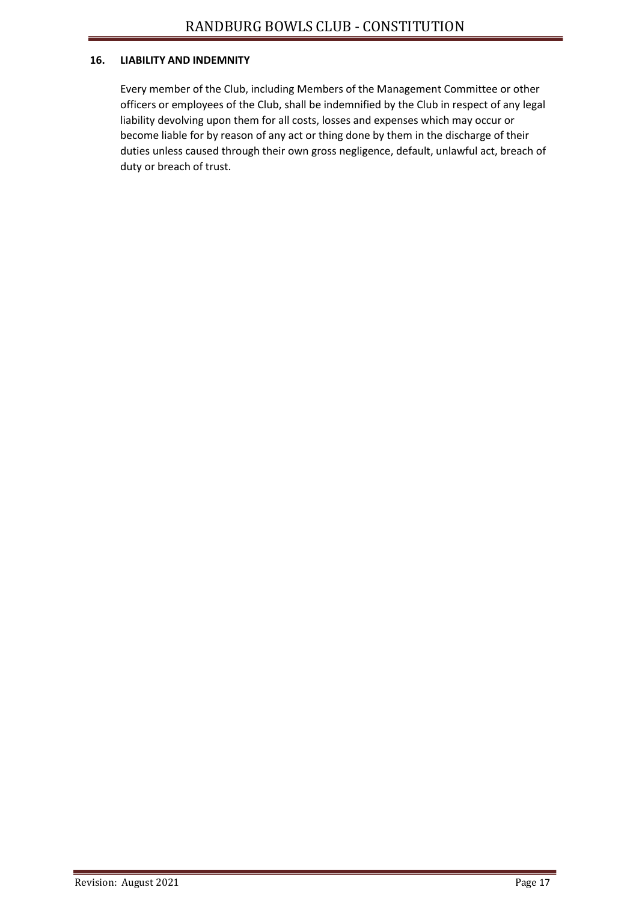## 16. LIABILITY AND INDEMNITY

Every member of the Club, including Members of the Management Committee or other officers or employees of the Club, shall be indemnified by the Club in respect of any legal liability devolving upon them for all costs, losses and expenses which may occur or become liable for by reason of any act or thing done by them in the discharge of their duties unless caused through their own gross negligence, default, unlawful act, breach of duty or breach of trust.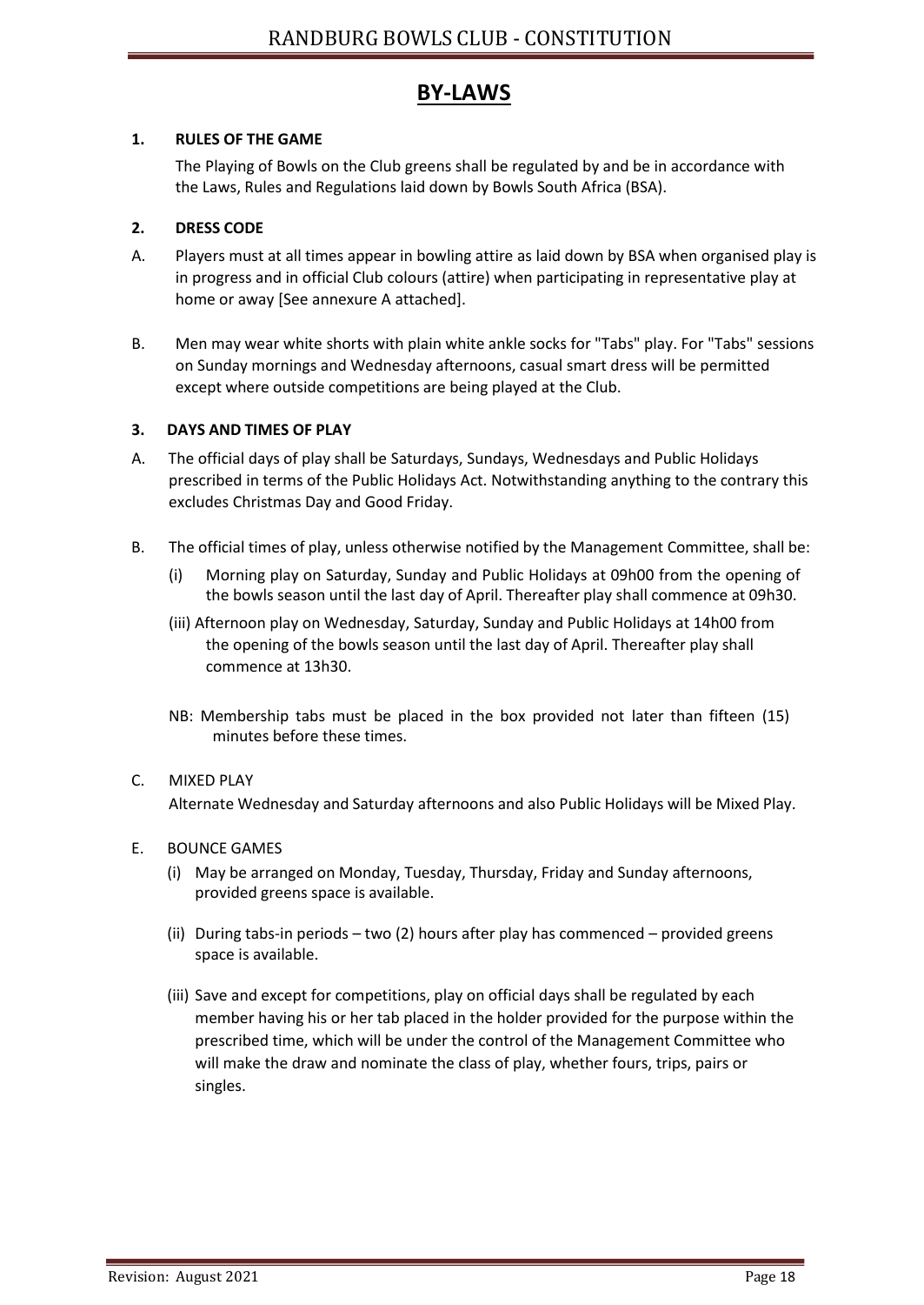# BY-LAWS

**1. RULES OF THE GAME**

The Playing of Bowls on the Club greens shall be regulated by and be in accordance with the Laws, Rules and Regulations laid down by Bowls South Africa (BSA).

**2. DRESS CODE**

A. Players must at all times appear in bowling attire as laid down by BSA when organised play is in progress and in official Club colours (attire) when participating in representative play at home or away [See annexure A attached].

B. Men may wear white shorts with plain white ankle socks for "Tabs" play. For "Tabs" sessions on Sunday mornings and Wednesday afternoons, casual smart dress will be permitted except where outside competitions are being played at the Club.

**3. DAYS AND TIMES OF PLAY**

A. The official days of play shall be Saturdays, Sundays, Wednesdays and Public Holidays prescribed in terms of the Public Holidays Act. Notwithstanding anything to the contrary this excludes Christmas Day and Good Friday.

B. The official times of play, unless otherwise notified by the Management Committee, shall be:

(i) Morning play on Saturday, Sunday and Public Holidays at 09h00 from the opening of the bowls season until the last day of April. Thereafter play shall commence at 09h30.

(iii) Afternoon play on Wednesday, Saturday, Sunday and Public Holidays at 14h00 from the opening of the bowls season until the last day of April. Thereafter play shall commence at 13h30.

NB: Membership tabs must be placed in the box provided not later than fifteen (15) minutes before these times.

C. MIXED PLAY

Alternate Wednesday and Saturday afternoons and also Public Holidays will be Mixed Play.

E. BOUNCE GAMES

(i) May be arranged on Monday, Tuesday, Thursday, Friday and Sunday afternoons, provided greens space is available.

(ii) During tabs-in periods – two (2) hours after play has commenced – provided greens space is available.

(iii) Save and except for competitions, play on official days shall be regulated by each member having his or her tab placed in the holder provided for the purpose within the prescribed time, which will be under the control of the Management Committee who will make the draw and nominate the class of play, whether fours, trips, pairs or singles.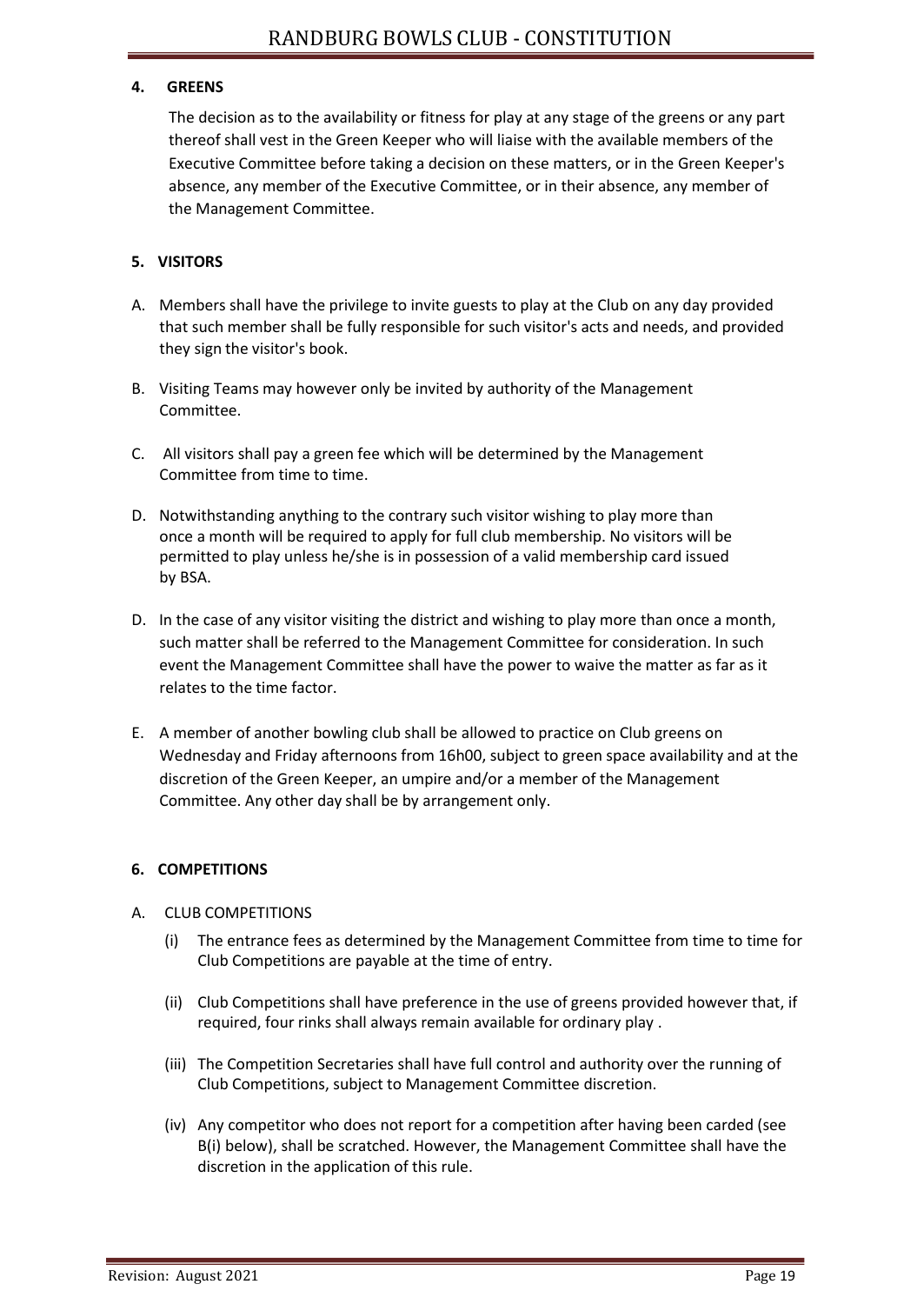## 4. GREENS

The decision as to the availability or fitness for play at any stage of the greens or any part thereof shall vest in the Green Keeper who will liaise with the available members of the Executive Committee before taking a decision on these matters, or in the Green Keeper's absence, any member of the Executive Committee, or in their absence, any member of the Management Committee.

## 5. VISITORS

A. Members shall have the privilege to invite guests to play at the Club on any day provided that such member shall be fully responsible for such visitor's acts and needs, and provided they sign the visitor's book.

B. Visiting Teams may however only be invited by authority of the Management Committee.

C. All visitors shall pay a green fee which will be determined by the Management Committee from time to time.

D. Notwithstanding anything to the contrary such visitor wishing to play more than once a month will be required to apply for full club membership. No visitors will be permitted to play unless he/she is in possession of a valid membership card issued by BSA.

D. In the case of any visitor visiting the district and wishing to play more than once a month, such matter shall be referred to the Management Committee for consideration. In such event the Management Committee shall have the power to waive the matter as far as it relates to the time factor.

E. A member of another bowling club shall be allowed to practice on Club greens on Wednesday and Friday afternoons from 16h00, subject to green space availability and at the discretion of the Green Keeper, an umpire and/or a member of the Management Committee. Any other day shall be by arrangement only.

## 6. COMPETITIONS

A. CLUB COMPETITIONS

(i) The entrance fees as determined by the Management Committee from time to time for Club Competitions are payable at the time of entry.

(ii) Club Competitions shall have preference in the use of greens provided however that, if required, four rinks shall always remain available for ordinary play .

(iii) The Competition Secretaries shall have full control and authority over the running of Club Competitions, subject to Management Committee discretion.

(iv) Any competitor who does not report for a competition after having been carded (see B(i) below), shall be scratched. However, the Management Committee shall have the discretion in the application of this rule.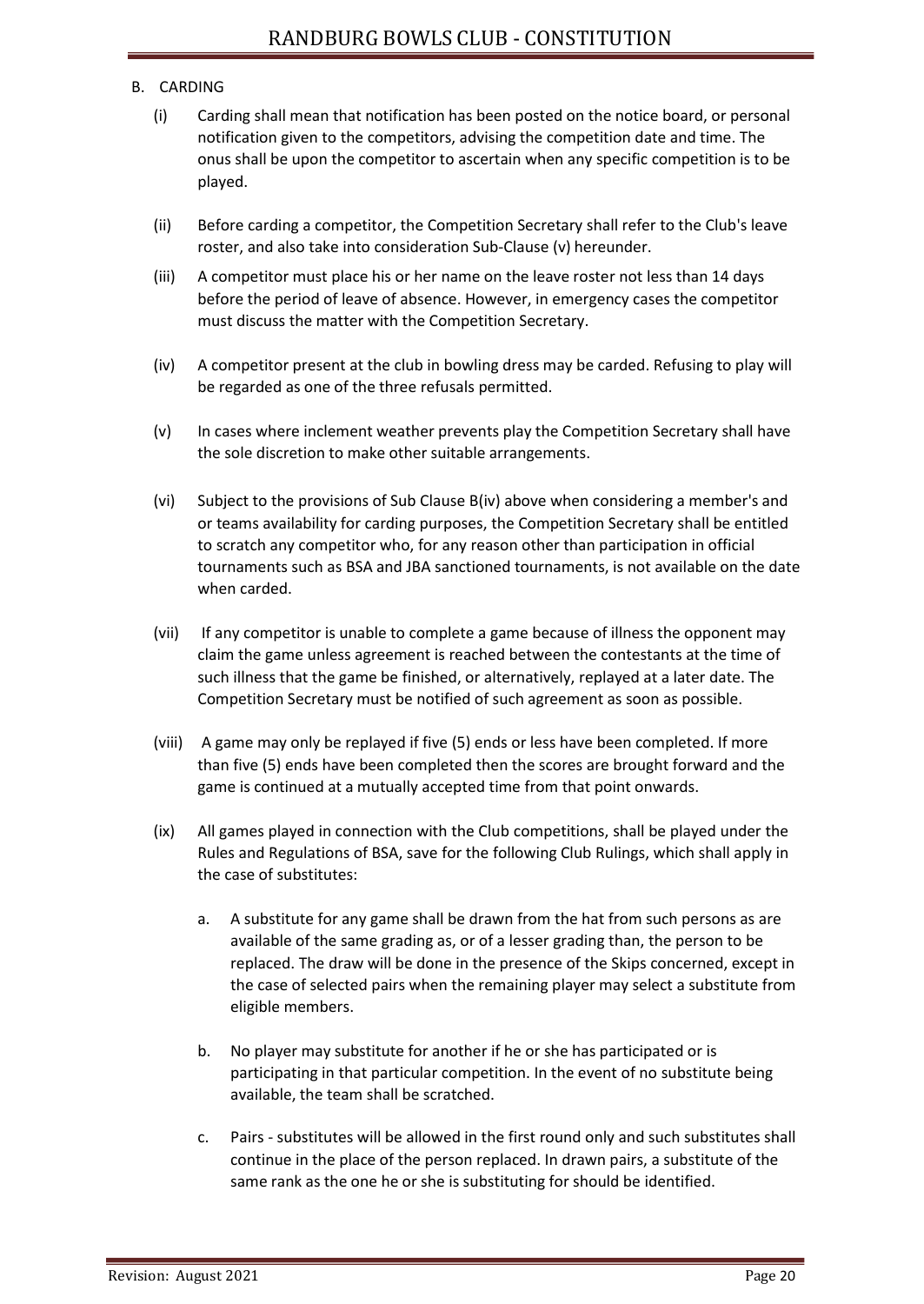B. CARDING

(i) Carding shall mean that notification has been posted on the notice board, or personal notification given to the competitors, advising the competition date and time. The onus shall be upon the competitor to ascertain when any specific competition is to be played.

(ii) Before carding a competitor, the Competition Secretary shall refer to the Club's leave roster, and also take into consideration Sub-Clause (v) hereunder.

(iii) A competitor must place his or her name on the leave roster not less than 14 days before the period of leave of absence. However, in emergency cases the competitor must discuss the matter with the Competition Secretary.

(iv) A competitor present at the club in bowling dress may be carded. Refusing to play will be regarded as one of the three refusals permitted.

(v) In cases where inclement weather prevents play the Competition Secretary shall have the sole discretion to make other suitable arrangements.

(vi) Subject to the provisions of Sub Clause B(iv) above when considering a member's and or teams availability for carding purposes, the Competition Secretary shall be entitled to scratch any competitor who, for any reason other than participation in official tournaments such as BSA and JBA sanctioned tournaments, is not available on the date when carded.

(vii) If any competitor is unable to complete a game because of illness the opponent may claim the game unless agreement is reached between the contestants at the time of such illness that the game be finished, or alternatively, replayed at a later date. The Competition Secretary must be notified of such agreement as soon as possible.

(viii) A game may only be replayed if five (5) ends or less have been completed. If more than five (5) ends have been completed then the scores are brought forward and the game is continued at a mutually accepted time from that point onwards.

(ix) All games played in connection with the Club competitions, shall be played under the Rules and Regulations of BSA, save for the following Club Rulings, which shall apply in the case of substitutes:

   a. A substitute for any game shall be drawn from the hat from such persons as are available of the same grading as, or of a lesser grading than, the person to be replaced. The draw will be done in the presence of the Skips concerned, except in the case of selected pairs when the remaining player may select a substitute from eligible members.

   b. No player may substitute for another if he or she has participated or is participating in that particular competition. In the event of no substitute being available, the team shall be scratched.

   c. Pairs - substitutes will be allowed in the first round only and such substitutes shall continue in the place of the person replaced. In drawn pairs, a substitute of the same rank as the one he or she is substituting for should be identified.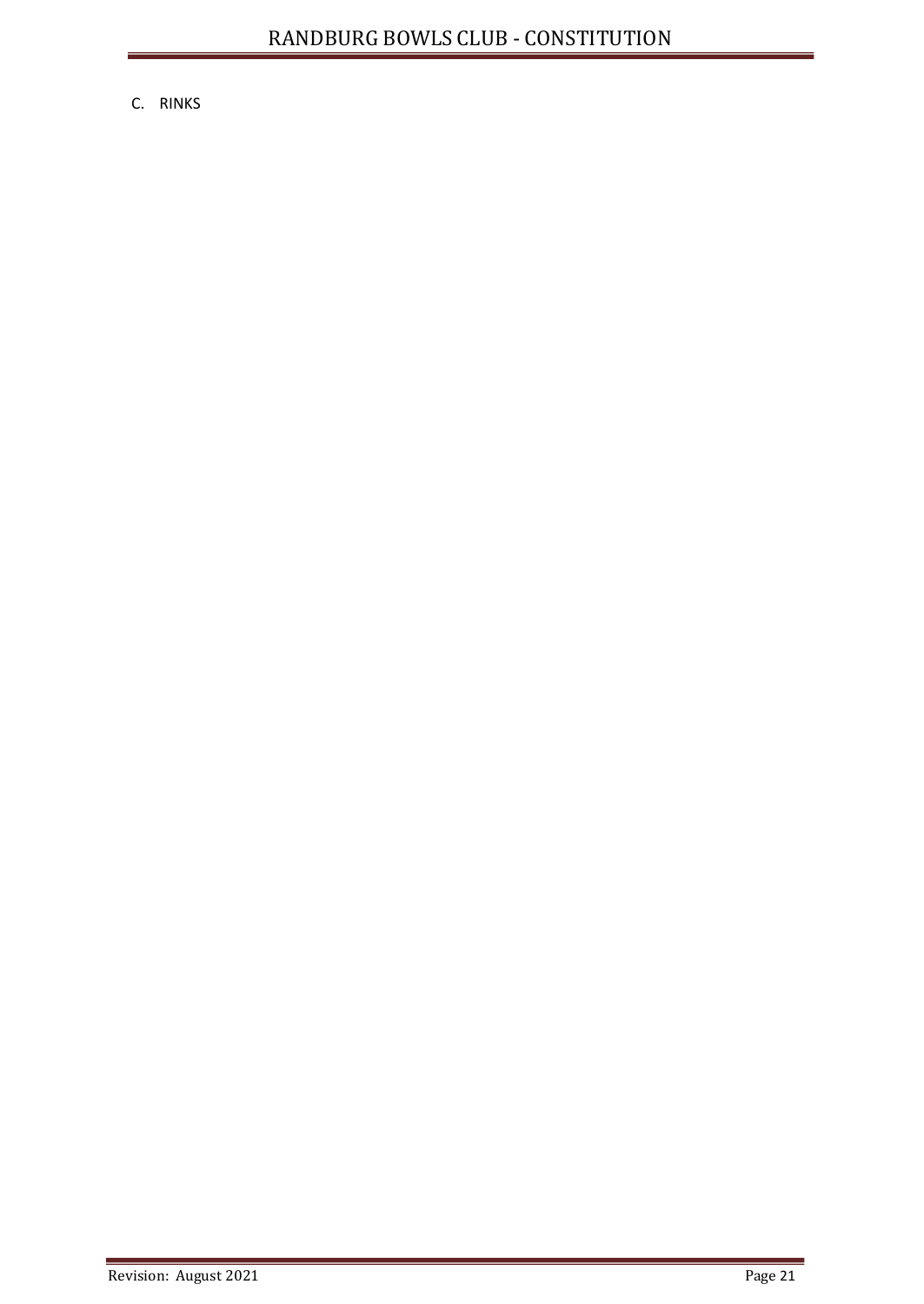C. RINKS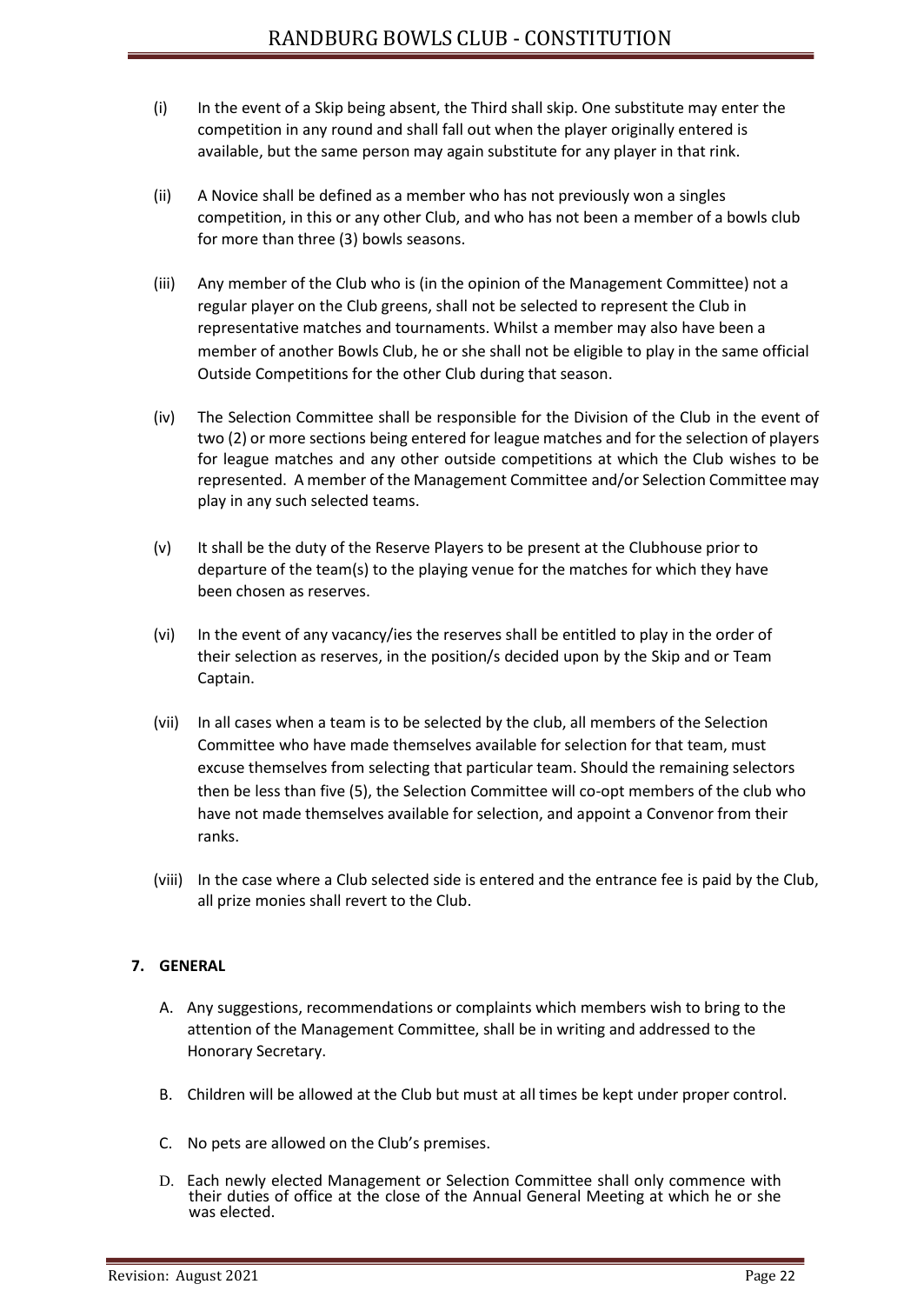(i) In the event of a Skip being absent, the Third shall skip. One substitute may enter the competition in any round and shall fall out when the player originally entered is available, but the same person may again substitute for any player in that rink.

(ii) A Novice shall be defined as a member who has not previously won a singles competition, in this or any other Club, and who has not been a member of a bowls club for more than three (3) bowls seasons.

(iii) Any member of the Club who is (in the opinion of the Management Committee) not a regular player on the Club greens, shall not be selected to represent the Club in representative matches and tournaments. Whilst a member may also have been a member of another Bowls Club, he or she shall not be eligible to play in the same official Outside Competitions for the other Club during that season.

(iv) The Selection Committee shall be responsible for the Division of the Club in the event of two (2) or more sections being entered for league matches and for the selection of players for league matches and any other outside competitions at which the Club wishes to be represented. A member of the Management Committee and/or Selection Committee may play in any such selected teams.

(v) It shall be the duty of the Reserve Players to be present at the Clubhouse prior to departure of the team(s) to the playing venue for the matches for which they have been chosen as reserves.

(vi) In the event of any vacancy/ies the reserves shall be entitled to play in the order of their selection as reserves, in the position/s decided upon by the Skip and or Team Captain.

(vii) In all cases when a team is to be selected by the club, all members of the Selection Committee who have made themselves available for selection for that team, must excuse themselves from selecting that particular team. Should the remaining selectors then be less than five (5), the Selection Committee will co-opt members of the club who have not made themselves available for selection, and appoint a Convenor from their ranks.

(viii) In the case where a Club selected side is entered and the entrance fee is paid by the Club, all prize monies shall revert to the Club.

## 7. GENERAL

A. Any suggestions, recommendations or complaints which members wish to bring to the attention of the Management Committee, shall be in writing and addressed to the Honorary Secretary.

B. Children will be allowed at the Club but must at all times be kept under proper control.

C. No pets are allowed on the Club's premises.

D. Each newly elected Management or Selection Committee shall only commence with their duties of office at the close of the Annual General Meeting at which he or she was elected.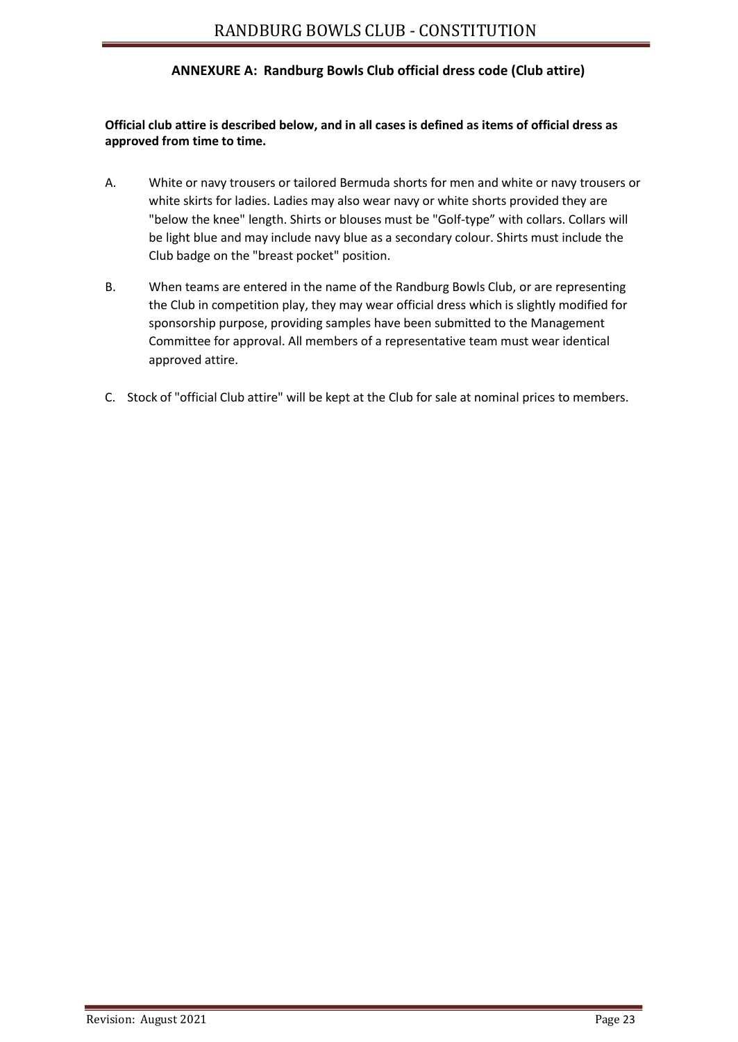## ANNEXURE A: Randburg Bowls Club official dress code (Club attire)

**Official club attire is described below, and in all cases is defined as items of official dress as approved from time to time.**

A. White or navy trousers or tailored Bermuda shorts for men and white or navy trousers or white skirts for ladies. Ladies may also wear navy or white shorts provided they are "below the knee" length. Shirts or blouses must be "Golf-type" with collars. Collars will be light blue and may include navy blue as a secondary colour. Shirts must include the Club badge on the "breast pocket" position.

B. When teams are entered in the name of the Randburg Bowls Club, or are representing the Club in competition play, they may wear official dress which is slightly modified for sponsorship purpose, providing samples have been submitted to the Management Committee for approval. All members of a representative team must wear identical approved attire.

C. Stock of "official Club attire" will be kept at the Club for sale at nominal prices to members.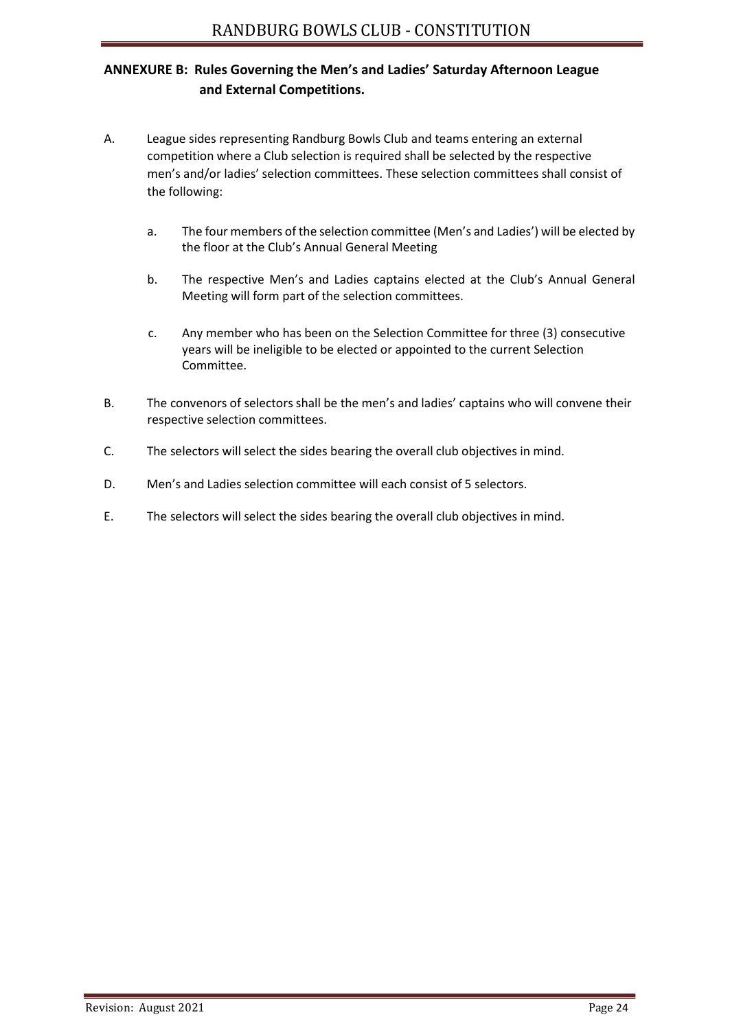## ANNEXURE B: Rules Governing the Men's and Ladies' Saturday Afternoon League and External Competitions.

A. League sides representing Randburg Bowls Club and teams entering an external competition where a Club selection is required shall be selected by the respective men's and/or ladies' selection committees. These selection committees shall consist of the following:

   a. The four members of the selection committee (Men's and Ladies') will be elected by the floor at the Club's Annual General Meeting

   b. The respective Men's and Ladies captains elected at the Club's Annual General Meeting will form part of the selection committees.

   c. Any member who has been on the Selection Committee for three (3) consecutive years will be ineligible to be elected or appointed to the current Selection Committee.

B. The convenors of selectors shall be the men's and ladies' captains who will convene their respective selection committees.

C. The selectors will select the sides bearing the overall club objectives in mind.

D. Men's and Ladies selection committee will each consist of 5 selectors.

E. The selectors will select the sides bearing the overall club objectives in mind.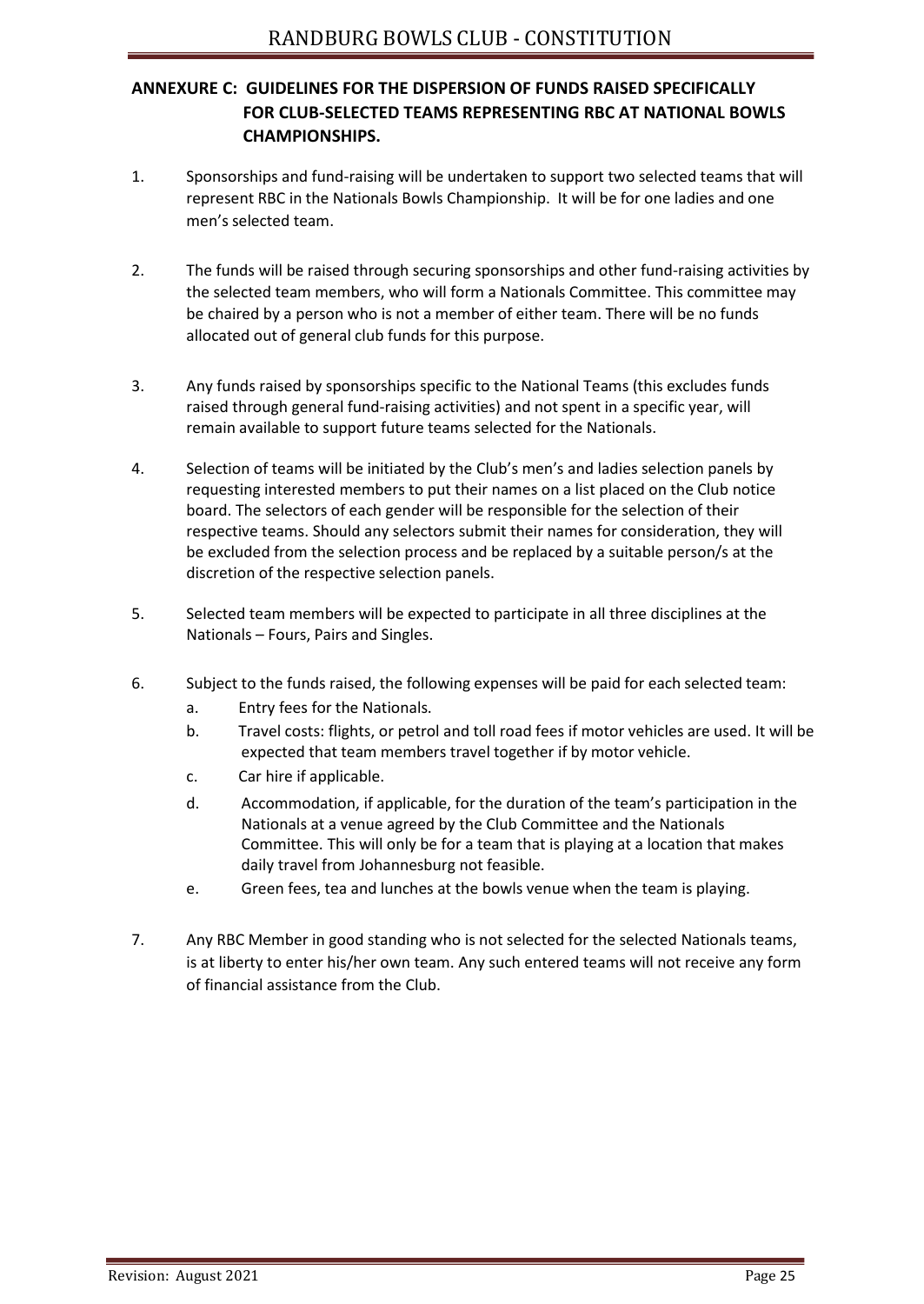## ANNEXURE C: GUIDELINES FOR THE DISPERSION OF FUNDS RAISED SPECIFICALLY FOR CLUB-SELECTED TEAMS REPRESENTING RBC AT NATIONAL BOWLS CHAMPIONSHIPS.

1. Sponsorships and fund-raising will be undertaken to support two selected teams that will represent RBC in the Nationals Bowls Championship. It will be for one ladies and one men's selected team.

2. The funds will be raised through securing sponsorships and other fund-raising activities by the selected team members, who will form a Nationals Committee. This committee may be chaired by a person who is not a member of either team. There will be no funds allocated out of general club funds for this purpose.

3. Any funds raised by sponsorships specific to the National Teams (this excludes funds raised through general fund-raising activities) and not spent in a specific year, will remain available to support future teams selected for the Nationals.

4. Selection of teams will be initiated by the Club's men's and ladies selection panels by requesting interested members to put their names on a list placed on the Club notice board. The selectors of each gender will be responsible for the selection of their respective teams. Should any selectors submit their names for consideration, they will be excluded from the selection process and be replaced by a suitable person/s at the discretion of the respective selection panels.

5. Selected team members will be expected to participate in all three disciplines at the Nationals – Fours, Pairs and Singles.

6. Subject to the funds raised, the following expenses will be paid for each selected team:
   a. Entry fees for the Nationals.
   b. Travel costs: flights, or petrol and toll road fees if motor vehicles are used. It will be expected that team members travel together if by motor vehicle.
   c. Car hire if applicable.
   d. Accommodation, if applicable, for the duration of the team's participation in the Nationals at a venue agreed by the Club Committee and the Nationals Committee. This will only be for a team that is playing at a location that makes daily travel from Johannesburg not feasible.
   e. Green fees, tea and lunches at the bowls venue when the team is playing.

7. Any RBC Member in good standing who is not selected for the selected Nationals teams, is at liberty to enter his/her own team. Any such entered teams will not receive any form of financial assistance from the Club.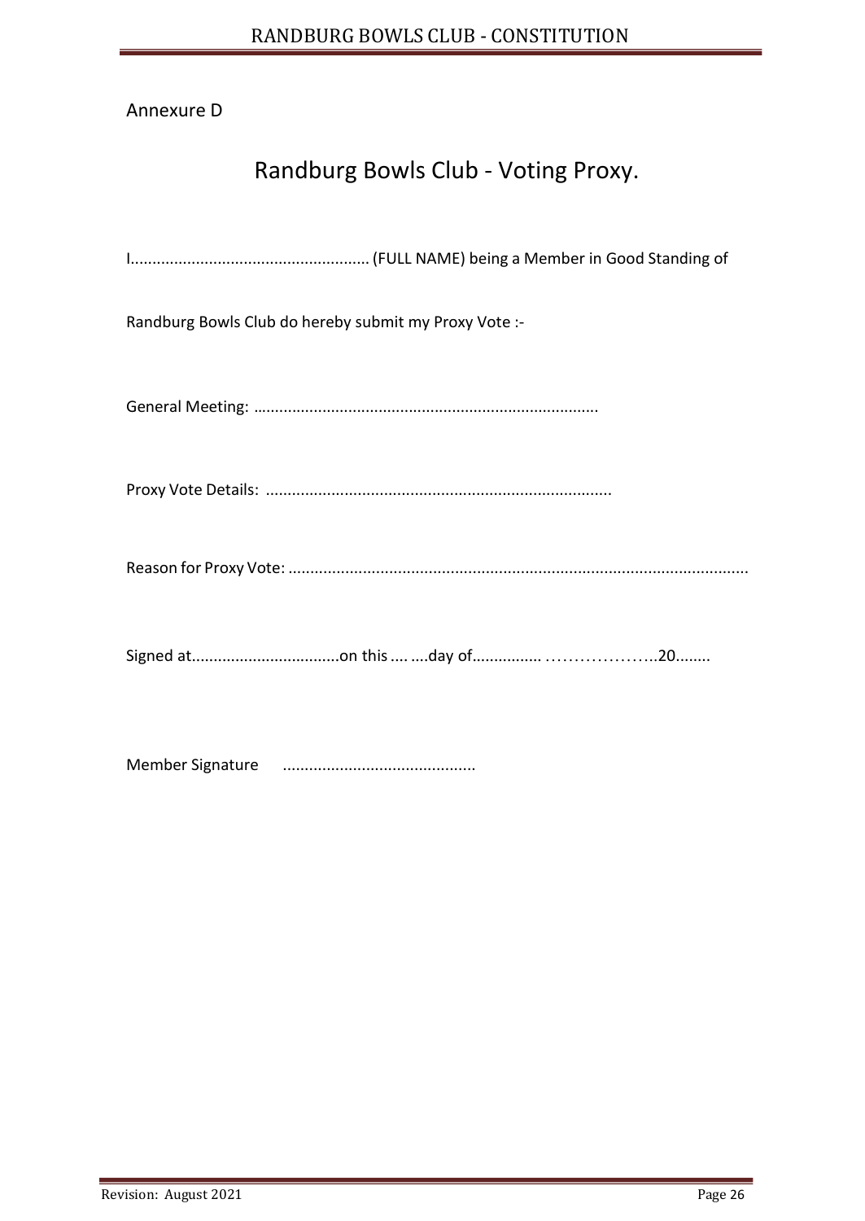Annexure D

# Randburg Bowls Club - Voting Proxy.

I...................................................... (FULL NAME) being a Member in Good Standing of

Randburg Bowls Club do hereby submit my Proxy Vote :-

General Meeting: ...............................................................................

Proxy Vote Details: ..............................................................................

Reason for Proxy Vote: .........................................................................................................

Signed at.................................on this .... ....day of................ ………………..20........

Member Signature ...........................................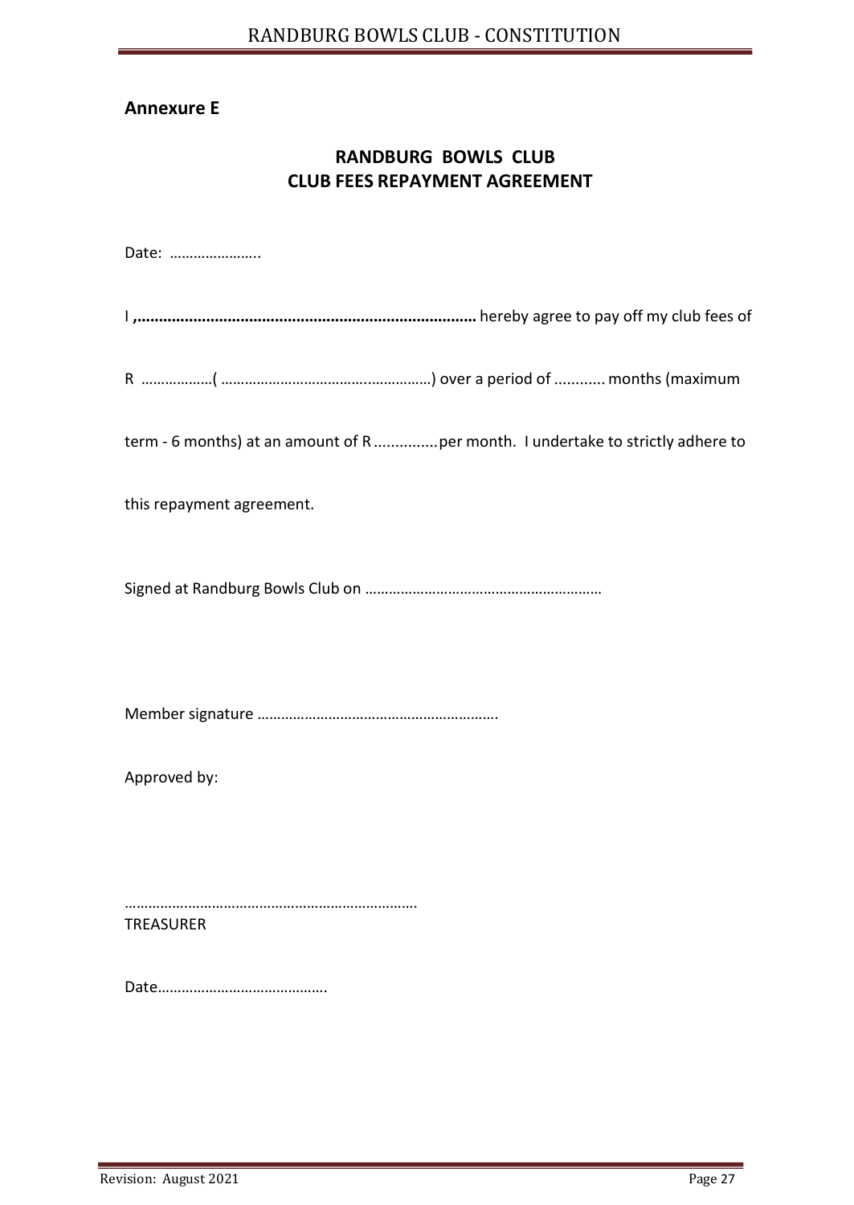**Annexure E**

## RANDBURG BOWLS CLUB
## CLUB FEES REPAYMENT AGREEMENT

Date: …………………..

I **,……………………………………………………………………** hereby agree to pay off my club fees of

R ………………( …………………………………..……………) over a period of ............ months (maximum

term - 6 months) at an amount of R ...............per month. I undertake to strictly adhere to

this repayment agreement.

Signed at Randburg Bowls Club on ……………………………………………………

Member signature …………………………………………………….

Approved by:

…………………………………………………………………
TREASURER

Date…………………………………….